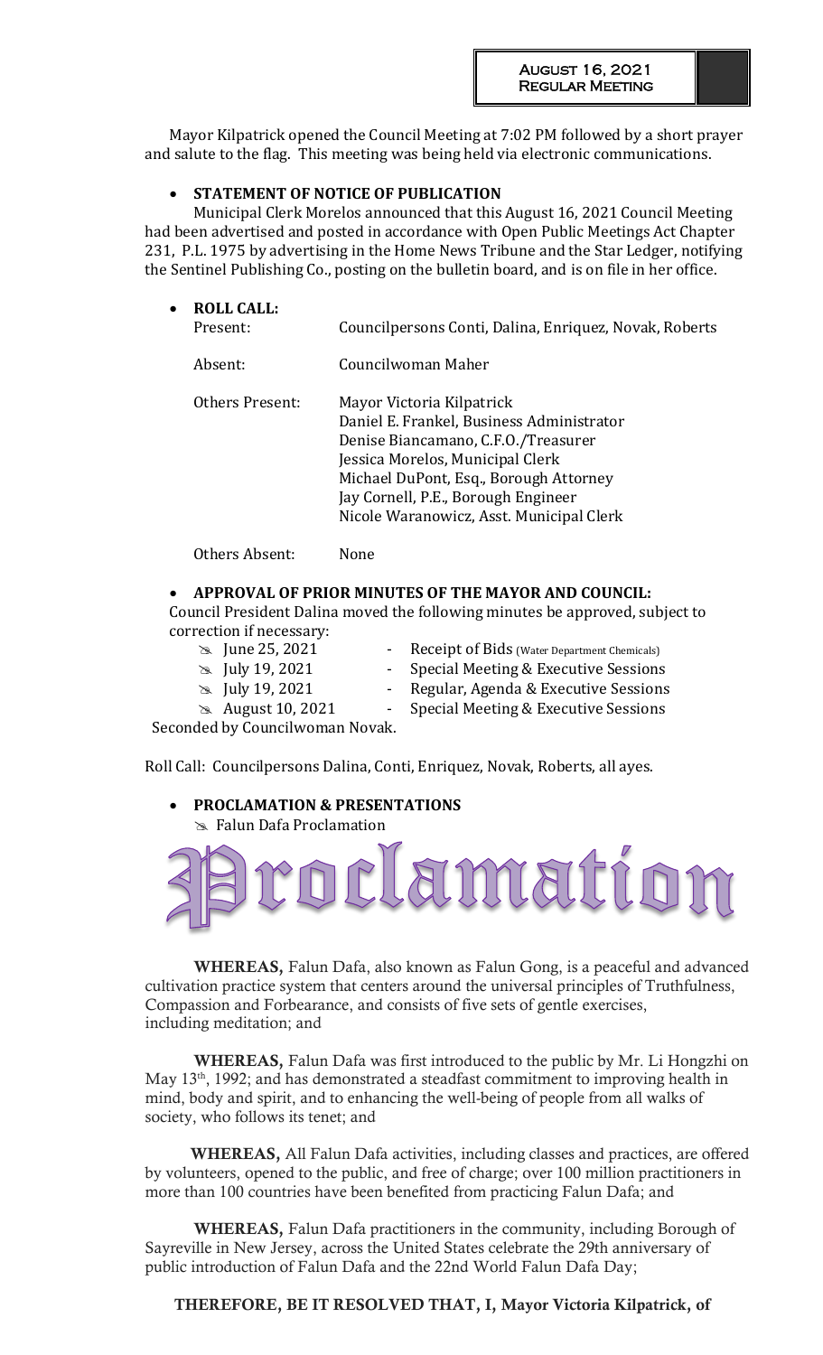**AUGUST 16, 2021**
**REGULAR MEETING**

Mayor Kilpatrick opened the Council Meeting at 7:02 PM followed by a short prayer and salute to the flag. This meeting was being held via electronic communications.

- **STATEMENT OF NOTICE OF PUBLICATION**

  Municipal Clerk Morelos announced that this August 16, 2021 Council Meeting had been advertised and posted in accordance with Open Public Meetings Act Chapter 231, P.L. 1975 by advertising in the Home News Tribune and the Star Ledger, notifying the Sentinel Publishing Co., posting on the bulletin board, and is on file in her office.

- **ROLL CALL:**

| | |
|---|---|
| Present: | Councilpersons Conti, Dalina, Enriquez, Novak, Roberts |
| Absent: | Councilwoman Maher |
| Others Present: | Mayor Victoria Kilpatrick<br>Daniel E. Frankel, Business Administrator<br>Denise Biancamano, C.F.O./Treasurer<br>Jessica Morelos, Municipal Clerk<br>Michael DuPont, Esq., Borough Attorney<br>Jay Cornell, P.E., Borough Engineer<br>Nicole Waranowicz, Asst. Municipal Clerk |
| Others Absent: | None |

- **APPROVAL OF PRIOR MINUTES OF THE MAYOR AND COUNCIL:**

  Council President Dalina moved the following minutes be approved, subject to correction if necessary:
  - June 25, 2021 - Receipt of Bids (Water Department Chemicals)
  - July 19, 2021 - Special Meeting & Executive Sessions
  - July 19, 2021 - Regular, Agenda & Executive Sessions
  - August 10, 2021 - Special Meeting & Executive Sessions

Seconded by Councilwoman Novak.

Roll Call: Councilpersons Dalina, Conti, Enriquez, Novak, Roberts, all ayes.

- **PROCLAMATION & PRESENTATIONS**
  - Falun Dafa Proclamation

# Proclamation

**WHEREAS,** Falun Dafa, also known as Falun Gong, is a peaceful and advanced cultivation practice system that centers around the universal principles of Truthfulness, Compassion and Forbearance, and consists of five sets of gentle exercises, including meditation; and

**WHEREAS,** Falun Dafa was first introduced to the public by Mr. Li Hongzhi on May 13th, 1992; and has demonstrated a steadfast commitment to improving health in mind, body and spirit, and to enhancing the well-being of people from all walks of society, who follows its tenet; and

**WHEREAS,** All Falun Dafa activities, including classes and practices, are offered by volunteers, opened to the public, and free of charge; over 100 million practitioners in more than 100 countries have been benefited from practicing Falun Dafa; and

**WHEREAS,** Falun Dafa practitioners in the community, including Borough of Sayreville in New Jersey, across the United States celebrate the 29th anniversary of public introduction of Falun Dafa and the 22nd World Falun Dafa Day;

**THEREFORE, BE IT RESOLVED THAT, I, Mayor Victoria Kilpatrick, of**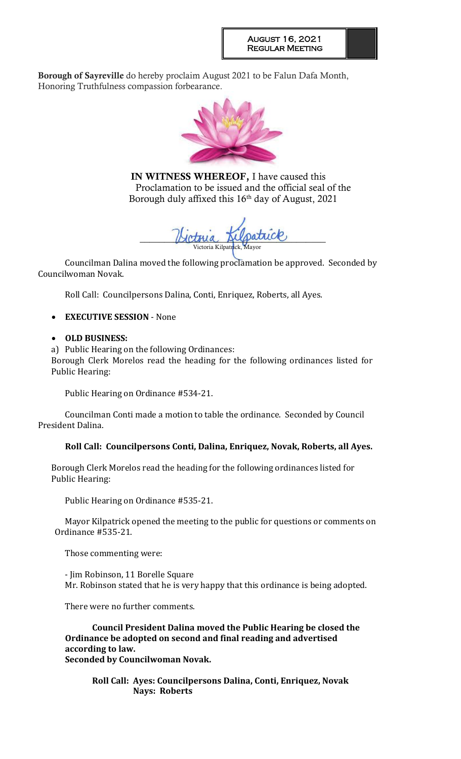**Borough of Sayreville** do hereby proclaim August 2021 to be Falun Dafa Month, Honoring Truthfulness compassion forbearance.

**IN WITNESS WHEREOF,** I have caused this Proclamation to be issued and the official seal of the Borough duly affixed this 16th day of August, 2021

Victoria Kilpatrick, Mayor

Councilman Dalina moved the following proclamation be approved. Seconded by Councilwoman Novak.

Roll Call: Councilpersons Dalina, Conti, Enriquez, Roberts, all Ayes.

- **EXECUTIVE SESSION** - None

- **OLD BUSINESS:**

a) Public Hearing on the following Ordinances:
Borough Clerk Morelos read the heading for the following ordinances listed for Public Hearing:

Public Hearing on Ordinance #534-21.

Councilman Conti made a motion to table the ordinance. Seconded by Council President Dalina.

**Roll Call: Councilpersons Conti, Dalina, Enriquez, Novak, Roberts, all Ayes.**

Borough Clerk Morelos read the heading for the following ordinances listed for Public Hearing:

Public Hearing on Ordinance #535-21.

Mayor Kilpatrick opened the meeting to the public for questions or comments on Ordinance #535-21.

Those commenting were:

- Jim Robinson, 11 Borelle Square
Mr. Robinson stated that he is very happy that this ordinance is being adopted.

There were no further comments.

**Council President Dalina moved the Public Hearing be closed the Ordinance be adopted on second and final reading and advertised according to law.**
**Seconded by Councilwoman Novak.**

**Roll Call: Ayes: Councilpersons Dalina, Conti, Enriquez, Novak**
**Nays: Roberts**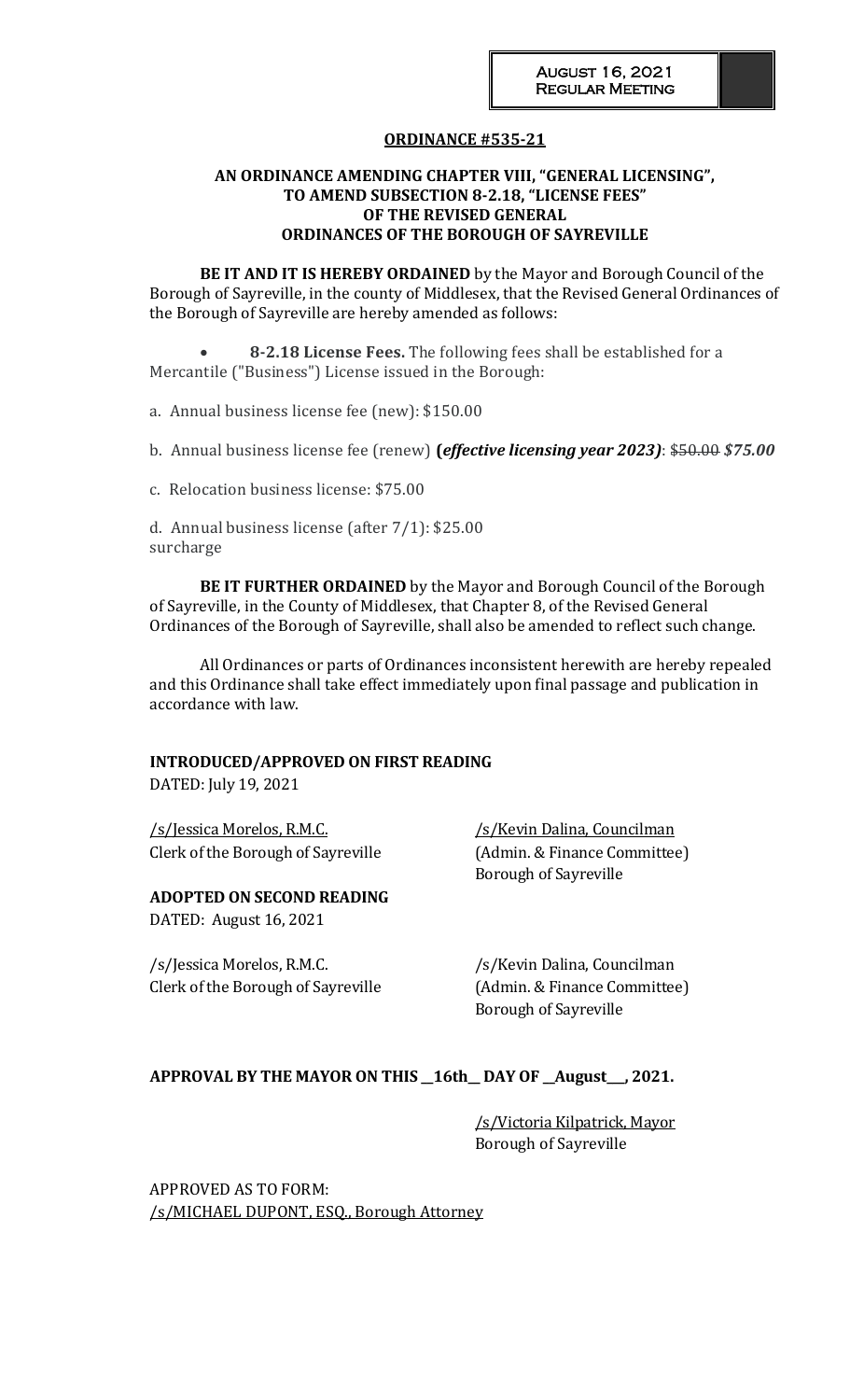**ORDINANCE #535-21**

**AN ORDINANCE AMENDING CHAPTER VIII, "GENERAL LICENSING", TO AMEND SUBSECTION 8-2.18, "LICENSE FEES" OF THE REVISED GENERAL ORDINANCES OF THE BOROUGH OF SAYREVILLE**

**BE IT AND IT IS HEREBY ORDAINED** by the Mayor and Borough Council of the Borough of Sayreville, in the county of Middlesex, that the Revised General Ordinances of the Borough of Sayreville are hereby amended as follows:

- **8-2.18 License Fees.** The following fees shall be established for a Mercantile ("Business") License issued in the Borough:

a. Annual business license fee (new): $150.00

b. Annual business license fee (renew) **(*effective licensing year 2023)***: ~~$50.00~~ ***$75.00***

c. Relocation business license: $75.00

d. Annual business license (after 7/1): $25.00 surcharge

**BE IT FURTHER ORDAINED** by the Mayor and Borough Council of the Borough of Sayreville, in the County of Middlesex, that Chapter 8, of the Revised General Ordinances of the Borough of Sayreville, shall also be amended to reflect such change.

All Ordinances or parts of Ordinances inconsistent herewith are hereby repealed and this Ordinance shall take effect immediately upon final passage and publication in accordance with law.

**INTRODUCED/APPROVED ON FIRST READING**
DATED: July 19, 2021

/s/Jessica Morelos, R.M.C.
Clerk of the Borough of Sayreville

/s/Kevin Dalina, Councilman
(Admin. & Finance Committee)
Borough of Sayreville

**ADOPTED ON SECOND READING**
DATED: August 16, 2021

/s/Jessica Morelos, R.M.C.
Clerk of the Borough of Sayreville

/s/Kevin Dalina, Councilman
(Admin. & Finance Committee)
Borough of Sayreville

**APPROVAL BY THE MAYOR ON THIS __16th__ DAY OF __August___, 2021.**

/s/Victoria Kilpatrick, Mayor
Borough of Sayreville

APPROVED AS TO FORM:
/s/MICHAEL DUPONT, ESQ., Borough Attorney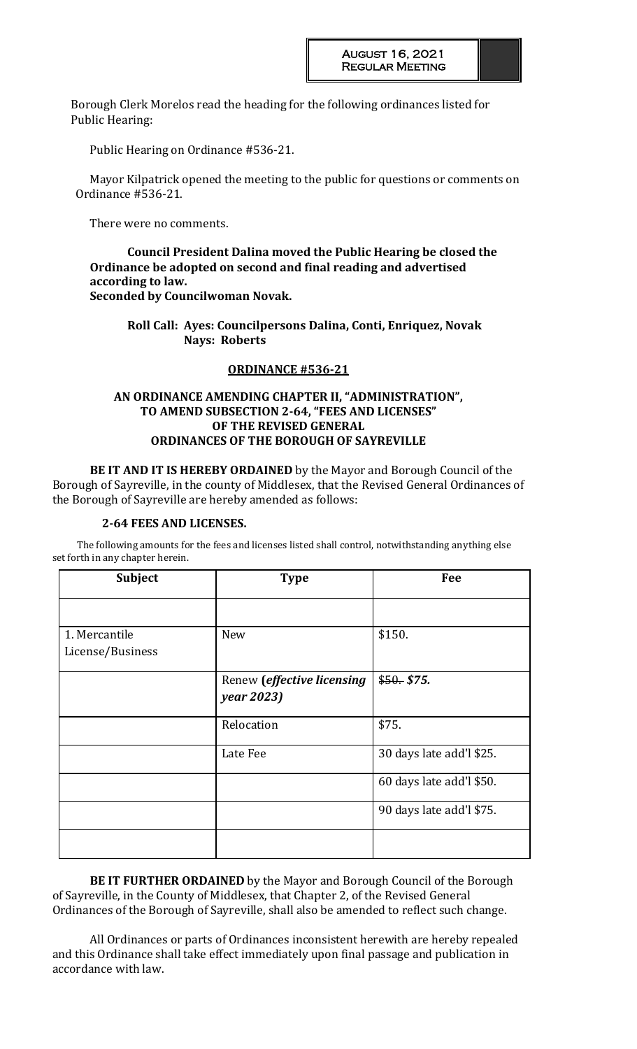Borough Clerk Morelos read the heading for the following ordinances listed for Public Hearing:

Public Hearing on Ordinance #536-21.

Mayor Kilpatrick opened the meeting to the public for questions or comments on Ordinance #536-21.

There were no comments.

**Council President Dalina moved the Public Hearing be closed the Ordinance be adopted on second and final reading and advertised according to law.**
**Seconded by Councilwoman Novak.**

**Roll Call: Ayes: Councilpersons Dalina, Conti, Enriquez, Novak**
**Nays: Roberts**

**ORDINANCE #536-21**

**AN ORDINANCE AMENDING CHAPTER II, "ADMINISTRATION", TO AMEND SUBSECTION 2-64, "FEES AND LICENSES" OF THE REVISED GENERAL ORDINANCES OF THE BOROUGH OF SAYREVILLE**

**BE IT AND IT IS HEREBY ORDAINED** by the Mayor and Borough Council of the Borough of Sayreville, in the county of Middlesex, that the Revised General Ordinances of the Borough of Sayreville are hereby amended as follows:

**2-64 FEES AND LICENSES.**

The following amounts for the fees and licenses listed shall control, notwithstanding anything else set forth in any chapter herein.

| Subject | Type | Fee |
|---|---|---|
| | | |
| 1. Mercantile License/Business | New | $150. |
| | Renew **(*effective licensing year 2023)*** | ~~$50.~~ ***$75.*** |
| | Relocation | $75. |
| | Late Fee | 30 days late add'l $25. |
| | | 60 days late add'l $50. |
| | | 90 days late add'l $75. |
| | | |

**BE IT FURTHER ORDAINED** by the Mayor and Borough Council of the Borough of Sayreville, in the County of Middlesex, that Chapter 2, of the Revised General Ordinances of the Borough of Sayreville, shall also be amended to reflect such change.

All Ordinances or parts of Ordinances inconsistent herewith are hereby repealed and this Ordinance shall take effect immediately upon final passage and publication in accordance with law.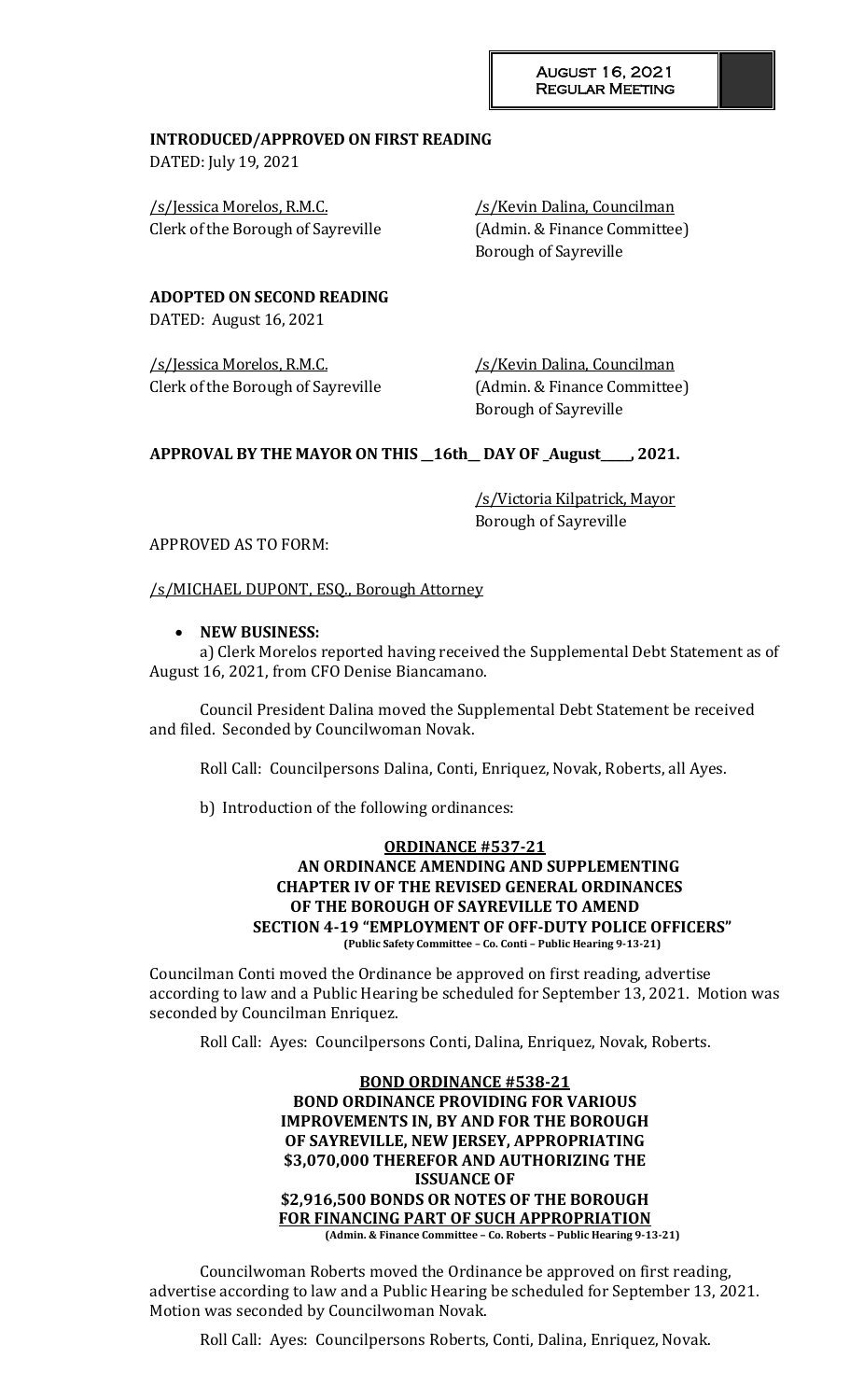**INTRODUCED/APPROVED ON FIRST READING**
DATED: July 19, 2021

/s/Jessica Morelos, R.M.C.
Clerk of the Borough of Sayreville

/s/Kevin Dalina, Councilman
(Admin. & Finance Committee)
Borough of Sayreville

**ADOPTED ON SECOND READING**
DATED: August 16, 2021

/s/Jessica Morelos, R.M.C.
Clerk of the Borough of Sayreville

/s/Kevin Dalina, Councilman
(Admin. & Finance Committee)
Borough of Sayreville

**APPROVAL BY THE MAYOR ON THIS __16th__ DAY OF _August____, 2021.**

/s/Victoria Kilpatrick, Mayor
Borough of Sayreville

APPROVED AS TO FORM:

/s/MICHAEL DUPONT, ESQ., Borough Attorney

- **NEW BUSINESS:**

a) Clerk Morelos reported having received the Supplemental Debt Statement as of August 16, 2021, from CFO Denise Biancamano.

Council President Dalina moved the Supplemental Debt Statement be received and filed. Seconded by Councilwoman Novak.

Roll Call: Councilpersons Dalina, Conti, Enriquez, Novak, Roberts, all Ayes.

b) Introduction of the following ordinances:

**ORDINANCE #537-21**
**AN ORDINANCE AMENDING AND SUPPLEMENTING CHAPTER IV OF THE REVISED GENERAL ORDINANCES OF THE BOROUGH OF SAYREVILLE TO AMEND SECTION 4-19 "EMPLOYMENT OF OFF-DUTY POLICE OFFICERS"**
**(Public Safety Committee – Co. Conti – Public Hearing 9-13-21)**

Councilman Conti moved the Ordinance be approved on first reading, advertise according to law and a Public Hearing be scheduled for September 13, 2021. Motion was seconded by Councilman Enriquez.

Roll Call: Ayes: Councilpersons Conti, Dalina, Enriquez, Novak, Roberts.

**BOND ORDINANCE #538-21**
**BOND ORDINANCE PROVIDING FOR VARIOUS IMPROVEMENTS IN, BY AND FOR THE BOROUGH OF SAYREVILLE, NEW JERSEY, APPROPRIATING \$3,070,000 THEREFOR AND AUTHORIZING THE ISSUANCE OF \$2,916,500 BONDS OR NOTES OF THE BOROUGH FOR FINANCING PART OF SUCH APPROPRIATION**
**(Admin. & Finance Committee – Co. Roberts – Public Hearing 9-13-21)**

Councilwoman Roberts moved the Ordinance be approved on first reading, advertise according to law and a Public Hearing be scheduled for September 13, 2021. Motion was seconded by Councilwoman Novak.

Roll Call: Ayes: Councilpersons Roberts, Conti, Dalina, Enriquez, Novak.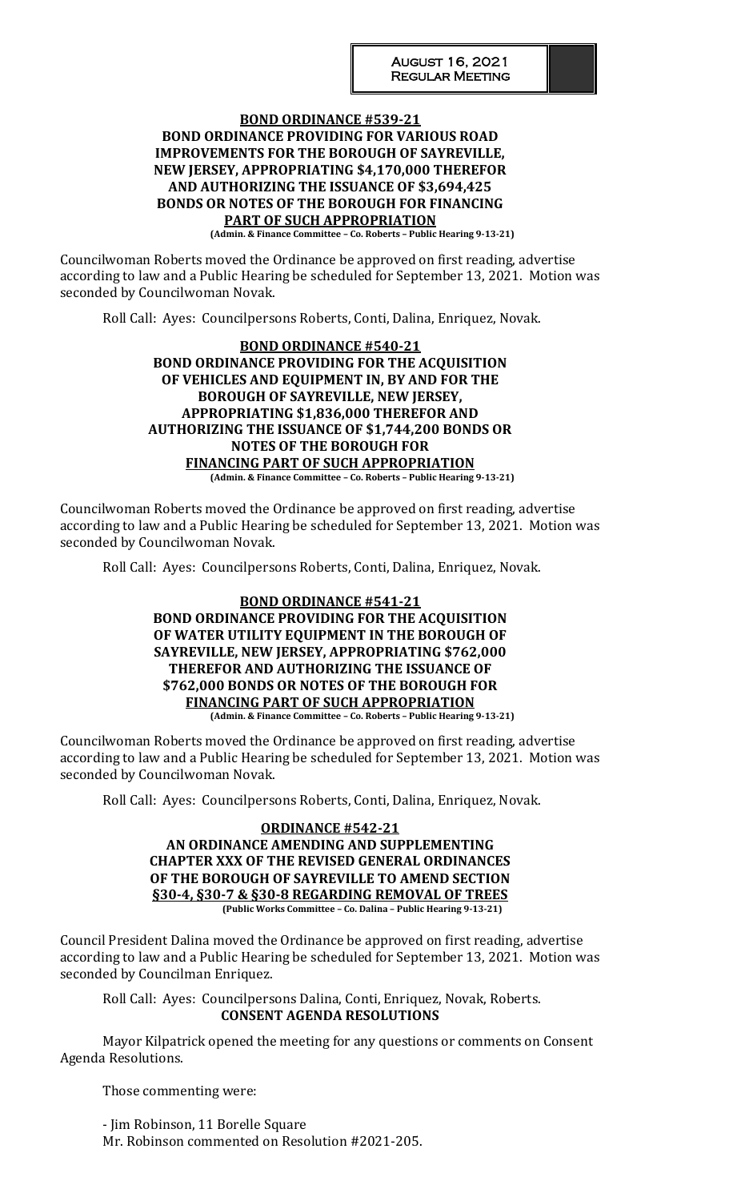**BOND ORDINANCE #539-21**
**BOND ORDINANCE PROVIDING FOR VARIOUS ROAD IMPROVEMENTS FOR THE BOROUGH OF SAYREVILLE, NEW JERSEY, APPROPRIATING $4,170,000 THEREFOR AND AUTHORIZING THE ISSUANCE OF $3,694,425 BONDS OR NOTES OF THE BOROUGH FOR FINANCING PART OF SUCH APPROPRIATION**
**(Admin. & Finance Committee – Co. Roberts – Public Hearing 9-13-21)**

Councilwoman Roberts moved the Ordinance be approved on first reading, advertise according to law and a Public Hearing be scheduled for September 13, 2021. Motion was seconded by Councilwoman Novak.

Roll Call: Ayes: Councilpersons Roberts, Conti, Dalina, Enriquez, Novak.

**BOND ORDINANCE #540-21**
**BOND ORDINANCE PROVIDING FOR THE ACQUISITION OF VEHICLES AND EQUIPMENT IN, BY AND FOR THE BOROUGH OF SAYREVILLE, NEW JERSEY, APPROPRIATING $1,836,000 THEREFOR AND AUTHORIZING THE ISSUANCE OF $1,744,200 BONDS OR NOTES OF THE BOROUGH FOR FINANCING PART OF SUCH APPROPRIATION**
**(Admin. & Finance Committee – Co. Roberts – Public Hearing 9-13-21)**

Councilwoman Roberts moved the Ordinance be approved on first reading, advertise according to law and a Public Hearing be scheduled for September 13, 2021. Motion was seconded by Councilwoman Novak.

Roll Call: Ayes: Councilpersons Roberts, Conti, Dalina, Enriquez, Novak.

**BOND ORDINANCE #541-21**
**BOND ORDINANCE PROVIDING FOR THE ACQUISITION OF WATER UTILITY EQUIPMENT IN THE BOROUGH OF SAYREVILLE, NEW JERSEY, APPROPRIATING $762,000 THEREFOR AND AUTHORIZING THE ISSUANCE OF $762,000 BONDS OR NOTES OF THE BOROUGH FOR FINANCING PART OF SUCH APPROPRIATION**
**(Admin. & Finance Committee – Co. Roberts – Public Hearing 9-13-21)**

Councilwoman Roberts moved the Ordinance be approved on first reading, advertise according to law and a Public Hearing be scheduled for September 13, 2021. Motion was seconded by Councilwoman Novak.

Roll Call: Ayes: Councilpersons Roberts, Conti, Dalina, Enriquez, Novak.

**ORDINANCE #542-21**
**AN ORDINANCE AMENDING AND SUPPLEMENTING CHAPTER XXX OF THE REVISED GENERAL ORDINANCES OF THE BOROUGH OF SAYREVILLE TO AMEND SECTION §30-4, §30-7 & §30-8 REGARDING REMOVAL OF TREES**
**(Public Works Committee – Co. Dalina – Public Hearing 9-13-21)**

Council President Dalina moved the Ordinance be approved on first reading, advertise according to law and a Public Hearing be scheduled for September 13, 2021. Motion was seconded by Councilman Enriquez.

Roll Call: Ayes: Councilpersons Dalina, Conti, Enriquez, Novak, Roberts.

**CONSENT AGENDA RESOLUTIONS**

Mayor Kilpatrick opened the meeting for any questions or comments on Consent Agenda Resolutions.

Those commenting were:

- Jim Robinson, 11 Borelle Square
Mr. Robinson commented on Resolution #2021-205.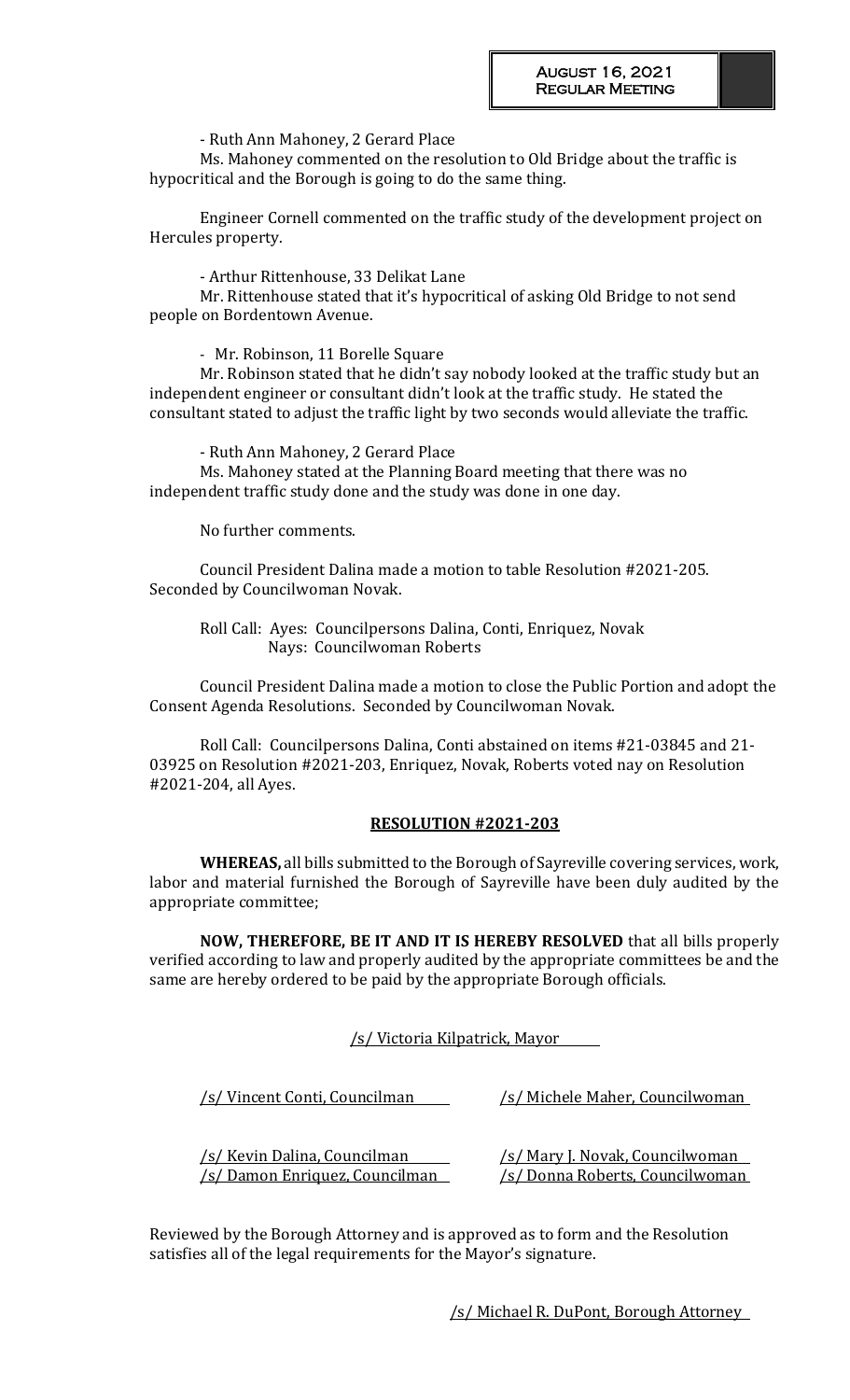- Ruth Ann Mahoney, 2 Gerard Place

Ms. Mahoney commented on the resolution to Old Bridge about the traffic is hypocritical and the Borough is going to do the same thing.

Engineer Cornell commented on the traffic study of the development project on Hercules property.

- Arthur Rittenhouse, 33 Delikat Lane

Mr. Rittenhouse stated that it's hypocritical of asking Old Bridge to not send people on Bordentown Avenue.

- Mr. Robinson, 11 Borelle Square

Mr. Robinson stated that he didn't say nobody looked at the traffic study but an independent engineer or consultant didn't look at the traffic study. He stated the consultant stated to adjust the traffic light by two seconds would alleviate the traffic.

- Ruth Ann Mahoney, 2 Gerard Place

Ms. Mahoney stated at the Planning Board meeting that there was no independent traffic study done and the study was done in one day.

No further comments.

Council President Dalina made a motion to table Resolution #2021-205. Seconded by Councilwoman Novak.

Roll Call: Ayes: Councilpersons Dalina, Conti, Enriquez, Novak
Nays: Councilwoman Roberts

Council President Dalina made a motion to close the Public Portion and adopt the Consent Agenda Resolutions. Seconded by Councilwoman Novak.

Roll Call: Councilpersons Dalina, Conti abstained on items #21-03845 and 21-03925 on Resolution #2021-203, Enriquez, Novak, Roberts voted nay on Resolution #2021-204, all Ayes.

**RESOLUTION #2021-203**

**WHEREAS,** all bills submitted to the Borough of Sayreville covering services, work, labor and material furnished the Borough of Sayreville have been duly audited by the appropriate committee;

**NOW, THEREFORE, BE IT AND IT IS HEREBY RESOLVED** that all bills properly verified according to law and properly audited by the appropriate committees be and the same are hereby ordered to be paid by the appropriate Borough officials.

/s/ Victoria Kilpatrick, Mayor

/s/ Vincent Conti, Councilman
/s/ Michele Maher, Councilwoman

/s/ Kevin Dalina, Councilman
/s/ Mary J. Novak, Councilwoman
/s/ Damon Enriquez, Councilman
/s/ Donna Roberts, Councilwoman

Reviewed by the Borough Attorney and is approved as to form and the Resolution satisfies all of the legal requirements for the Mayor's signature.

/s/ Michael R. DuPont, Borough Attorney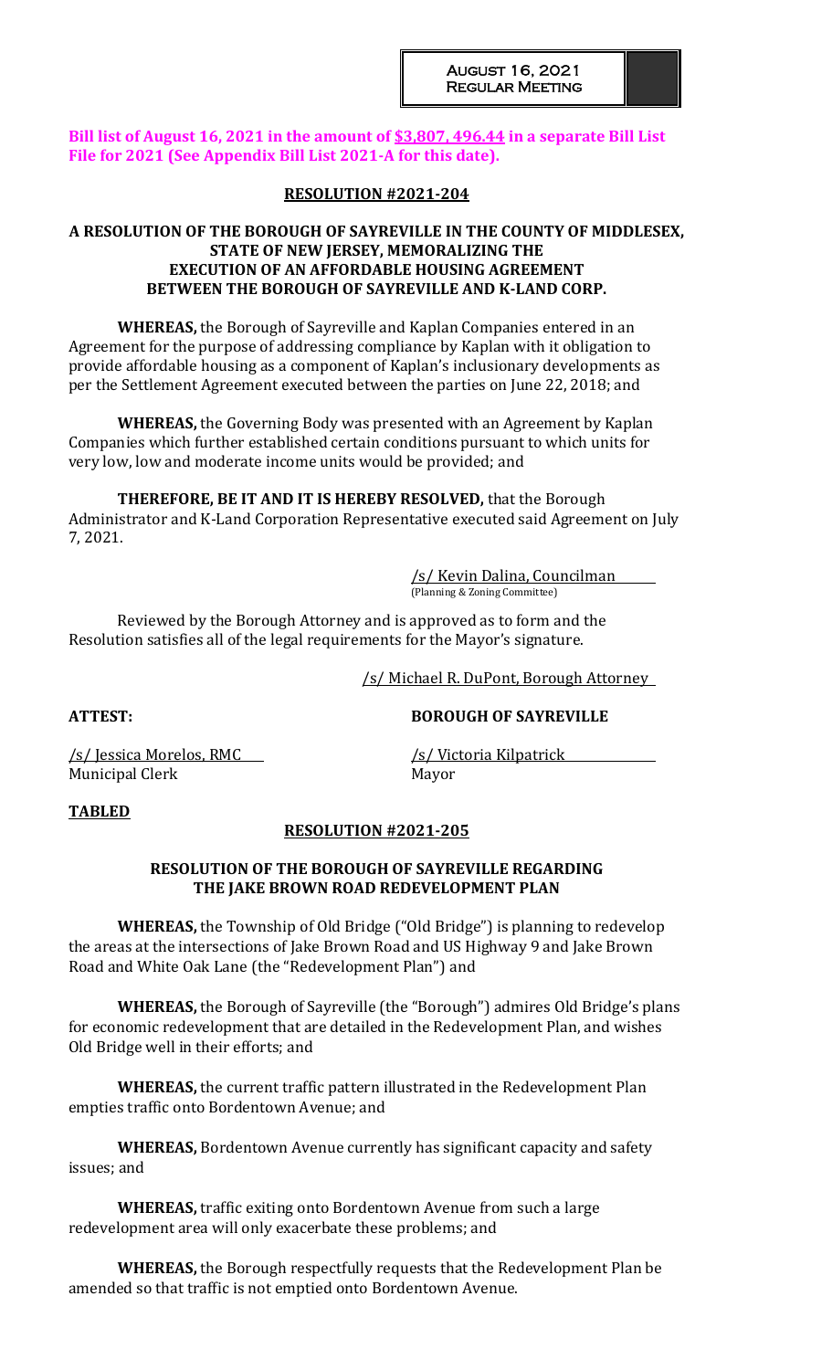**Bill list of August 16, 2021 in the amount of $3,807, 496.44 in a separate Bill List File for 2021 (See Appendix Bill List 2021-A for this date).**

**RESOLUTION #2021-204**

**A RESOLUTION OF THE BOROUGH OF SAYREVILLE IN THE COUNTY OF MIDDLESEX, STATE OF NEW JERSEY, MEMORALIZING THE EXECUTION OF AN AFFORDABLE HOUSING AGREEMENT BETWEEN THE BOROUGH OF SAYREVILLE AND K-LAND CORP.**

**WHEREAS,** the Borough of Sayreville and Kaplan Companies entered in an Agreement for the purpose of addressing compliance by Kaplan with it obligation to provide affordable housing as a component of Kaplan's inclusionary developments as per the Settlement Agreement executed between the parties on June 22, 2018; and

**WHEREAS,** the Governing Body was presented with an Agreement by Kaplan Companies which further established certain conditions pursuant to which units for very low, low and moderate income units would be provided; and

**THEREFORE, BE IT AND IT IS HEREBY RESOLVED,** that the Borough Administrator and K-Land Corporation Representative executed said Agreement on July 7, 2021.

/s/ Kevin Dalina, Councilman
(Planning & Zoning Committee)

Reviewed by the Borough Attorney and is approved as to form and the Resolution satisfies all of the legal requirements for the Mayor's signature.

/s/ Michael R. DuPont, Borough Attorney

**ATTEST:** **BOROUGH OF SAYREVILLE**

/s/ Jessica Morelos, RMC
Municipal Clerk

/s/ Victoria Kilpatrick
Mayor

**TABLED**

**RESOLUTION #2021-205**

**RESOLUTION OF THE BOROUGH OF SAYREVILLE REGARDING THE JAKE BROWN ROAD REDEVELOPMENT PLAN**

**WHEREAS,** the Township of Old Bridge ("Old Bridge") is planning to redevelop the areas at the intersections of Jake Brown Road and US Highway 9 and Jake Brown Road and White Oak Lane (the "Redevelopment Plan") and

**WHEREAS,** the Borough of Sayreville (the "Borough") admires Old Bridge's plans for economic redevelopment that are detailed in the Redevelopment Plan, and wishes Old Bridge well in their efforts; and

**WHEREAS,** the current traffic pattern illustrated in the Redevelopment Plan empties traffic onto Bordentown Avenue; and

**WHEREAS,** Bordentown Avenue currently has significant capacity and safety issues; and

**WHEREAS,** traffic exiting onto Bordentown Avenue from such a large redevelopment area will only exacerbate these problems; and

**WHEREAS,** the Borough respectfully requests that the Redevelopment Plan be amended so that traffic is not emptied onto Bordentown Avenue.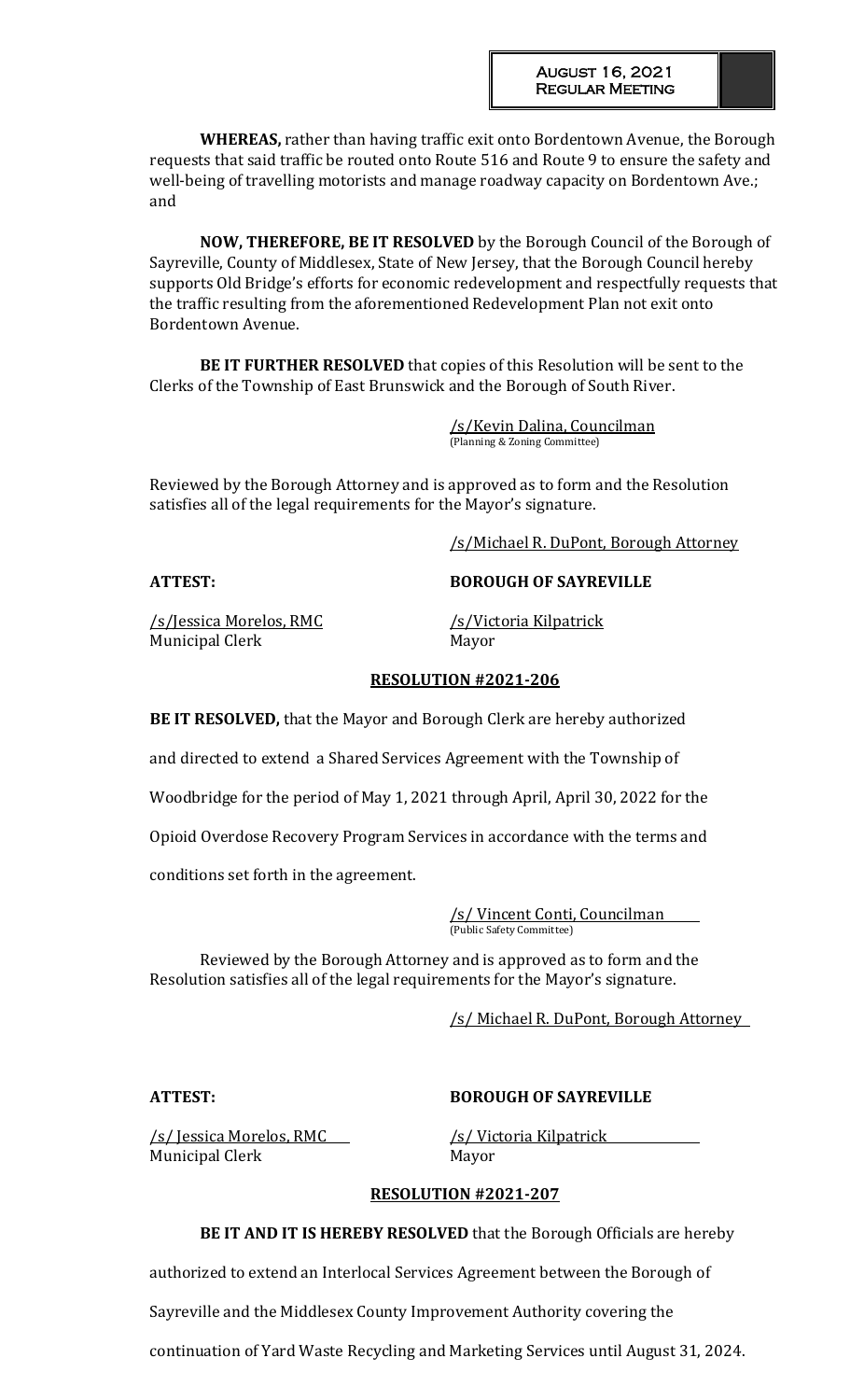**WHEREAS,** rather than having traffic exit onto Bordentown Avenue, the Borough requests that said traffic be routed onto Route 516 and Route 9 to ensure the safety and well-being of travelling motorists and manage roadway capacity on Bordentown Ave.; and

**NOW, THEREFORE, BE IT RESOLVED** by the Borough Council of the Borough of Sayreville, County of Middlesex, State of New Jersey, that the Borough Council hereby supports Old Bridge's efforts for economic redevelopment and respectfully requests that the traffic resulting from the aforementioned Redevelopment Plan not exit onto Bordentown Avenue.

**BE IT FURTHER RESOLVED** that copies of this Resolution will be sent to the Clerks of the Township of East Brunswick and the Borough of South River.

/s/Kevin Dalina, Councilman
(Planning & Zoning Committee)

Reviewed by the Borough Attorney and is approved as to form and the Resolution satisfies all of the legal requirements for the Mayor's signature.

/s/Michael R. DuPont, Borough Attorney

**ATTEST:** **BOROUGH OF SAYREVILLE**

/s/Jessica Morelos, RMC
Municipal Clerk

/s/Victoria Kilpatrick
Mayor

## RESOLUTION #2021-206

**BE IT RESOLVED,** that the Mayor and Borough Clerk are hereby authorized and directed to extend a Shared Services Agreement with the Township of Woodbridge for the period of May 1, 2021 through April, April 30, 2022 for the Opioid Overdose Recovery Program Services in accordance with the terms and conditions set forth in the agreement.

/s/ Vincent Conti, Councilman
(Public Safety Committee)

Reviewed by the Borough Attorney and is approved as to form and the Resolution satisfies all of the legal requirements for the Mayor's signature.

/s/ Michael R. DuPont, Borough Attorney

**ATTEST:** **BOROUGH OF SAYREVILLE**

/s/ Jessica Morelos, RMC
Municipal Clerk

/s/ Victoria Kilpatrick
Mayor

## RESOLUTION #2021-207

**BE IT AND IT IS HEREBY RESOLVED** that the Borough Officials are hereby authorized to extend an Interlocal Services Agreement between the Borough of Sayreville and the Middlesex County Improvement Authority covering the continuation of Yard Waste Recycling and Marketing Services until August 31, 2024.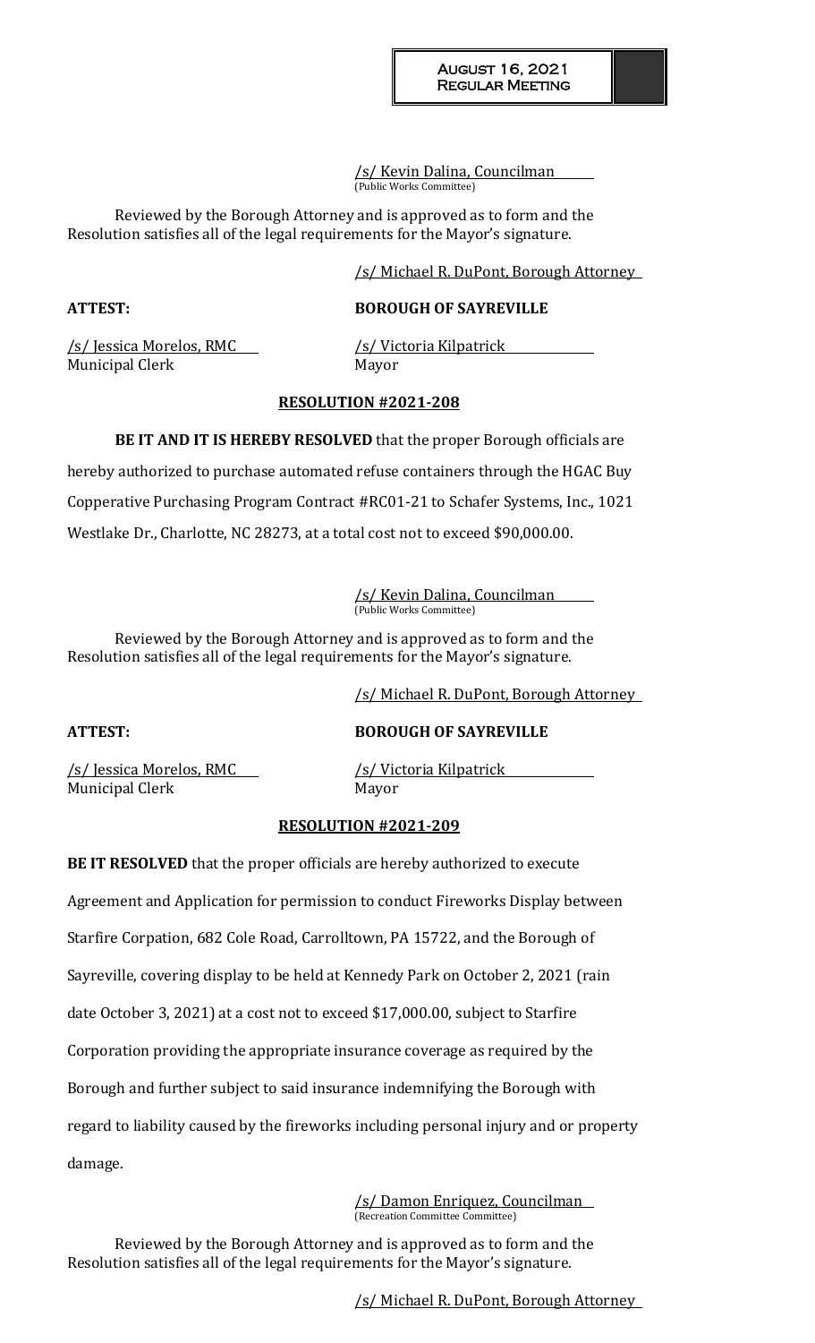/s/ Kevin Dalina, Councilman
(Public Works Committee)

Reviewed by the Borough Attorney and is approved as to form and the Resolution satisfies all of the legal requirements for the Mayor's signature.

/s/ Michael R. DuPont, Borough Attorney

**ATTEST:** **BOROUGH OF SAYREVILLE**

/s/ Jessica Morelos, RMC /s/ Victoria Kilpatrick
Municipal Clerk Mayor

**RESOLUTION #2021-208**

**BE IT AND IT IS HEREBY RESOLVED** that the proper Borough officials are hereby authorized to purchase automated refuse containers through the HGAC Buy Copperative Purchasing Program Contract #RC01-21 to Schafer Systems, Inc., 1021 Westlake Dr., Charlotte, NC 28273, at a total cost not to exceed $90,000.00.

/s/ Kevin Dalina, Councilman
(Public Works Committee)

Reviewed by the Borough Attorney and is approved as to form and the Resolution satisfies all of the legal requirements for the Mayor's signature.

/s/ Michael R. DuPont, Borough Attorney

**ATTEST:** **BOROUGH OF SAYREVILLE**

/s/ Jessica Morelos, RMC /s/ Victoria Kilpatrick
Municipal Clerk Mayor

**RESOLUTION #2021-209**

**BE IT RESOLVED** that the proper officials are hereby authorized to execute Agreement and Application for permission to conduct Fireworks Display between Starfire Corpation, 682 Cole Road, Carrolltown, PA 15722, and the Borough of Sayreville, covering display to be held at Kennedy Park on October 2, 2021 (rain date October 3, 2021) at a cost not to exceed $17,000.00, subject to Starfire Corporation providing the appropriate insurance coverage as required by the Borough and further subject to said insurance indemnifying the Borough with regard to liability caused by the fireworks including personal injury and or property damage.

/s/ Damon Enriquez, Councilman
(Recreation Committee Committee)

Reviewed by the Borough Attorney and is approved as to form and the Resolution satisfies all of the legal requirements for the Mayor's signature.

/s/ Michael R. DuPont, Borough Attorney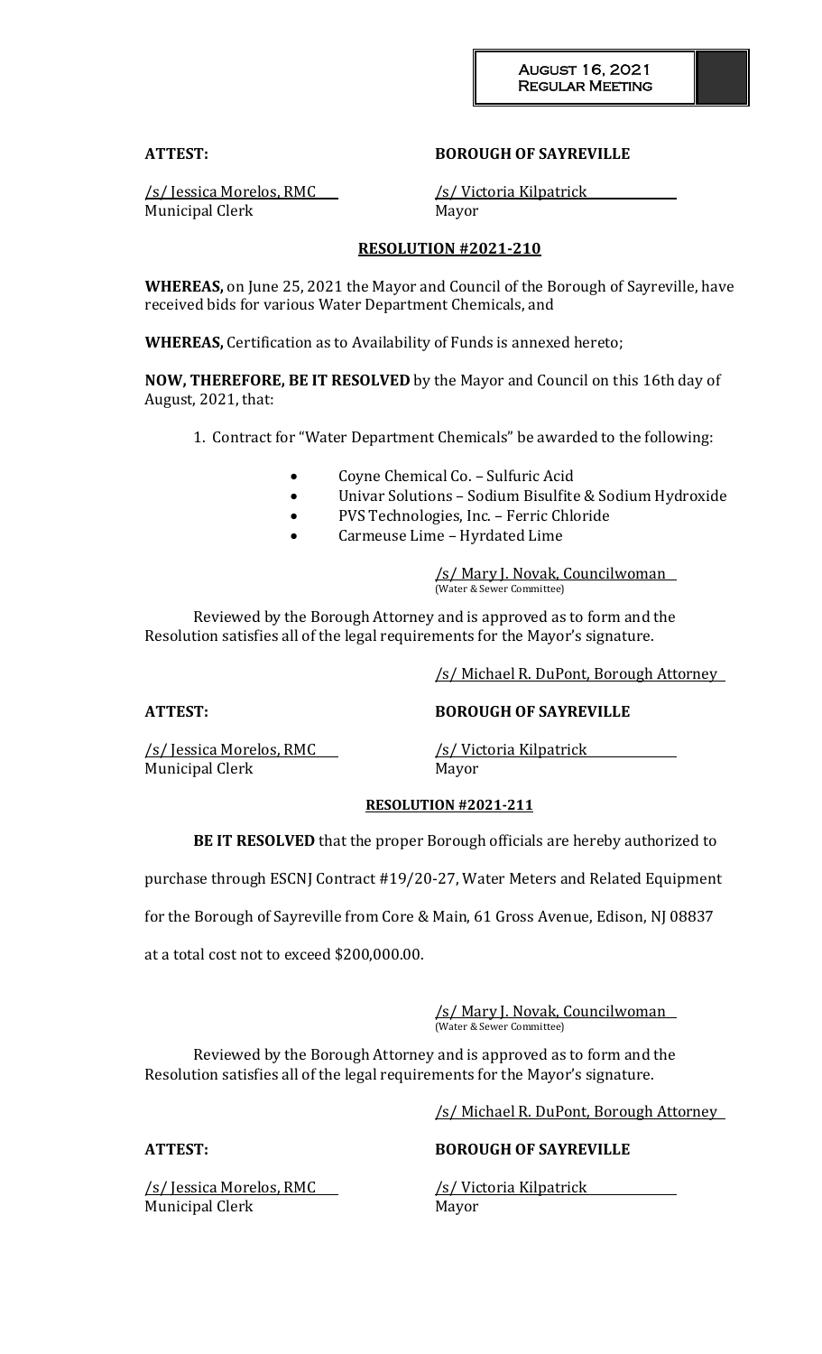**ATTEST:** **BOROUGH OF SAYREVILLE**

/s/ Jessica Morelos, RMC — Municipal Clerk

/s/ Victoria Kilpatrick — Mayor

## RESOLUTION #2021-210

**WHEREAS,** on June 25, 2021 the Mayor and Council of the Borough of Sayreville, have received bids for various Water Department Chemicals, and

**WHEREAS,** Certification as to Availability of Funds is annexed hereto;

**NOW, THEREFORE, BE IT RESOLVED** by the Mayor and Council on this 16th day of August, 2021, that:

1. Contract for "Water Department Chemicals" be awarded to the following:
   - Coyne Chemical Co. – Sulfuric Acid
   - Univar Solutions – Sodium Bisulfite & Sodium Hydroxide
   - PVS Technologies, Inc. – Ferric Chloride
   - Carmeuse Lime – Hyrdated Lime

/s/ Mary J. Novak, Councilwoman
(Water & Sewer Committee)

Reviewed by the Borough Attorney and is approved as to form and the Resolution satisfies all of the legal requirements for the Mayor's signature.

/s/ Michael R. DuPont, Borough Attorney

**ATTEST:** **BOROUGH OF SAYREVILLE**

/s/ Jessica Morelos, RMC — Municipal Clerk

/s/ Victoria Kilpatrick — Mayor

## RESOLUTION #2021-211

**BE IT RESOLVED** that the proper Borough officials are hereby authorized to purchase through ESCNJ Contract #19/20-27, Water Meters and Related Equipment for the Borough of Sayreville from Core & Main, 61 Gross Avenue, Edison, NJ 08837 at a total cost not to exceed $200,000.00.

/s/ Mary J. Novak, Councilwoman
(Water & Sewer Committee)

Reviewed by the Borough Attorney and is approved as to form and the Resolution satisfies all of the legal requirements for the Mayor's signature.

/s/ Michael R. DuPont, Borough Attorney

**ATTEST:** **BOROUGH OF SAYREVILLE**

/s/ Jessica Morelos, RMC — Municipal Clerk

/s/ Victoria Kilpatrick — Mayor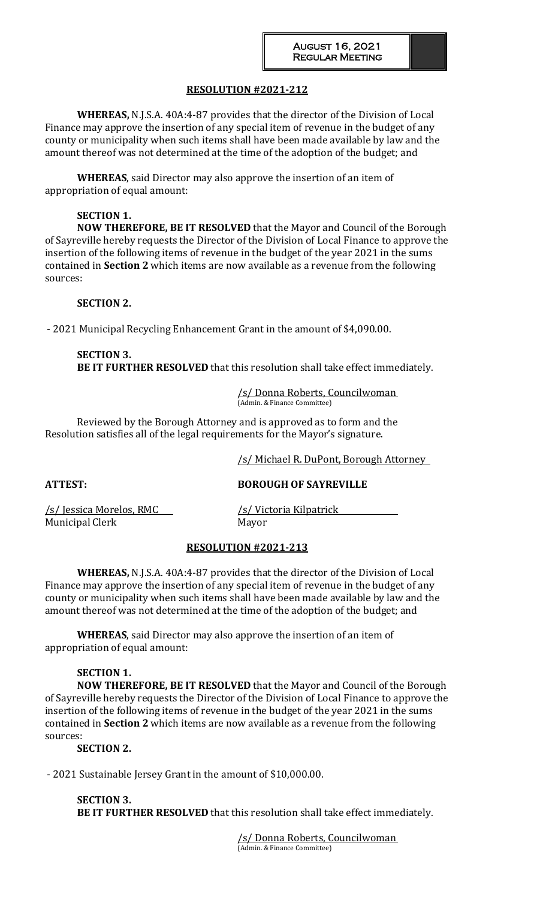## RESOLUTION #2021-212

**WHEREAS,** N.J.S.A. 40A:4-87 provides that the director of the Division of Local Finance may approve the insertion of any special item of revenue in the budget of any county or municipality when such items shall have been made available by law and the amount thereof was not determined at the time of the adoption of the budget; and

**WHEREAS**, said Director may also approve the insertion of an item of appropriation of equal amount:

**SECTION 1.**

**NOW THEREFORE, BE IT RESOLVED** that the Mayor and Council of the Borough of Sayreville hereby requests the Director of the Division of Local Finance to approve the insertion of the following items of revenue in the budget of the year 2021 in the sums contained in **Section 2** which items are now available as a revenue from the following sources:

**SECTION 2.**

- 2021 Municipal Recycling Enhancement Grant in the amount of $4,090.00.

**SECTION 3.**

**BE IT FURTHER RESOLVED** that this resolution shall take effect immediately.

/s/ Donna Roberts, Councilwoman
(Admin. & Finance Committee)

Reviewed by the Borough Attorney and is approved as to form and the Resolution satisfies all of the legal requirements for the Mayor's signature.

/s/ Michael R. DuPont, Borough Attorney

**ATTEST:** **BOROUGH OF SAYREVILLE**

/s/ Jessica Morelos, RMC
Municipal Clerk

/s/ Victoria Kilpatrick
Mayor

## RESOLUTION #2021-213

**WHEREAS,** N.J.S.A. 40A:4-87 provides that the director of the Division of Local Finance may approve the insertion of any special item of revenue in the budget of any county or municipality when such items shall have been made available by law and the amount thereof was not determined at the time of the adoption of the budget; and

**WHEREAS**, said Director may also approve the insertion of an item of appropriation of equal amount:

**SECTION 1.**

**NOW THEREFORE, BE IT RESOLVED** that the Mayor and Council of the Borough of Sayreville hereby requests the Director of the Division of Local Finance to approve the insertion of the following items of revenue in the budget of the year 2021 in the sums contained in **Section 2** which items are now available as a revenue from the following sources:

**SECTION 2.**

- 2021 Sustainable Jersey Grant in the amount of $10,000.00.

**SECTION 3.**

**BE IT FURTHER RESOLVED** that this resolution shall take effect immediately.

/s/ Donna Roberts, Councilwoman
(Admin. & Finance Committee)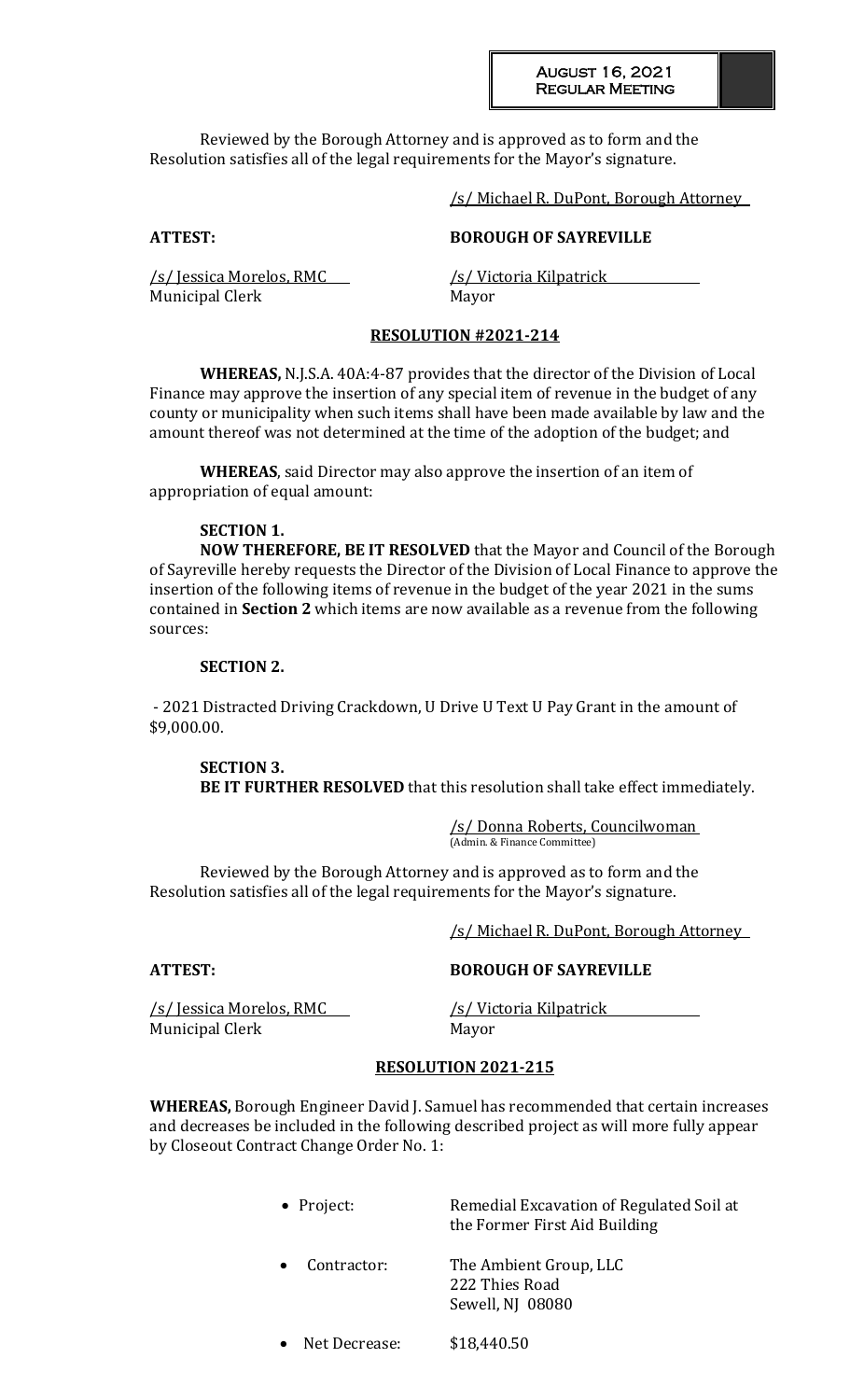Reviewed by the Borough Attorney and is approved as to form and the Resolution satisfies all of the legal requirements for the Mayor's signature.

/s/ Michael R. DuPont, Borough Attorney

**ATTEST:** **BOROUGH OF SAYREVILLE**

/s/ Jessica Morelos, RMC
Municipal Clerk

/s/ Victoria Kilpatrick
Mayor

**RESOLUTION #2021-214**

**WHEREAS,** N.J.S.A. 40A:4-87 provides that the director of the Division of Local Finance may approve the insertion of any special item of revenue in the budget of any county or municipality when such items shall have been made available by law and the amount thereof was not determined at the time of the adoption of the budget; and

**WHEREAS**, said Director may also approve the insertion of an item of appropriation of equal amount:

**SECTION 1.**
**NOW THEREFORE, BE IT RESOLVED** that the Mayor and Council of the Borough of Sayreville hereby requests the Director of the Division of Local Finance to approve the insertion of the following items of revenue in the budget of the year 2021 in the sums contained in **Section 2** which items are now available as a revenue from the following sources:

**SECTION 2.**

- 2021 Distracted Driving Crackdown, U Drive U Text U Pay Grant in the amount of $9,000.00.

**SECTION 3.**
**BE IT FURTHER RESOLVED** that this resolution shall take effect immediately.

/s/ Donna Roberts, Councilwoman
(Admin. & Finance Committee)

Reviewed by the Borough Attorney and is approved as to form and the Resolution satisfies all of the legal requirements for the Mayor's signature.

/s/ Michael R. DuPont, Borough Attorney

**ATTEST:** **BOROUGH OF SAYREVILLE**

/s/ Jessica Morelos, RMC
Municipal Clerk

/s/ Victoria Kilpatrick
Mayor

**RESOLUTION 2021-215**

**WHEREAS,** Borough Engineer David J. Samuel has recommended that certain increases and decreases be included in the following described project as will more fully appear by Closeout Contract Change Order No. 1:

- Project: Remedial Excavation of Regulated Soil at the Former First Aid Building
- Contractor: The Ambient Group, LLC
  222 Thies Road
  Sewell, NJ 08080
- Net Decrease: $18,440.50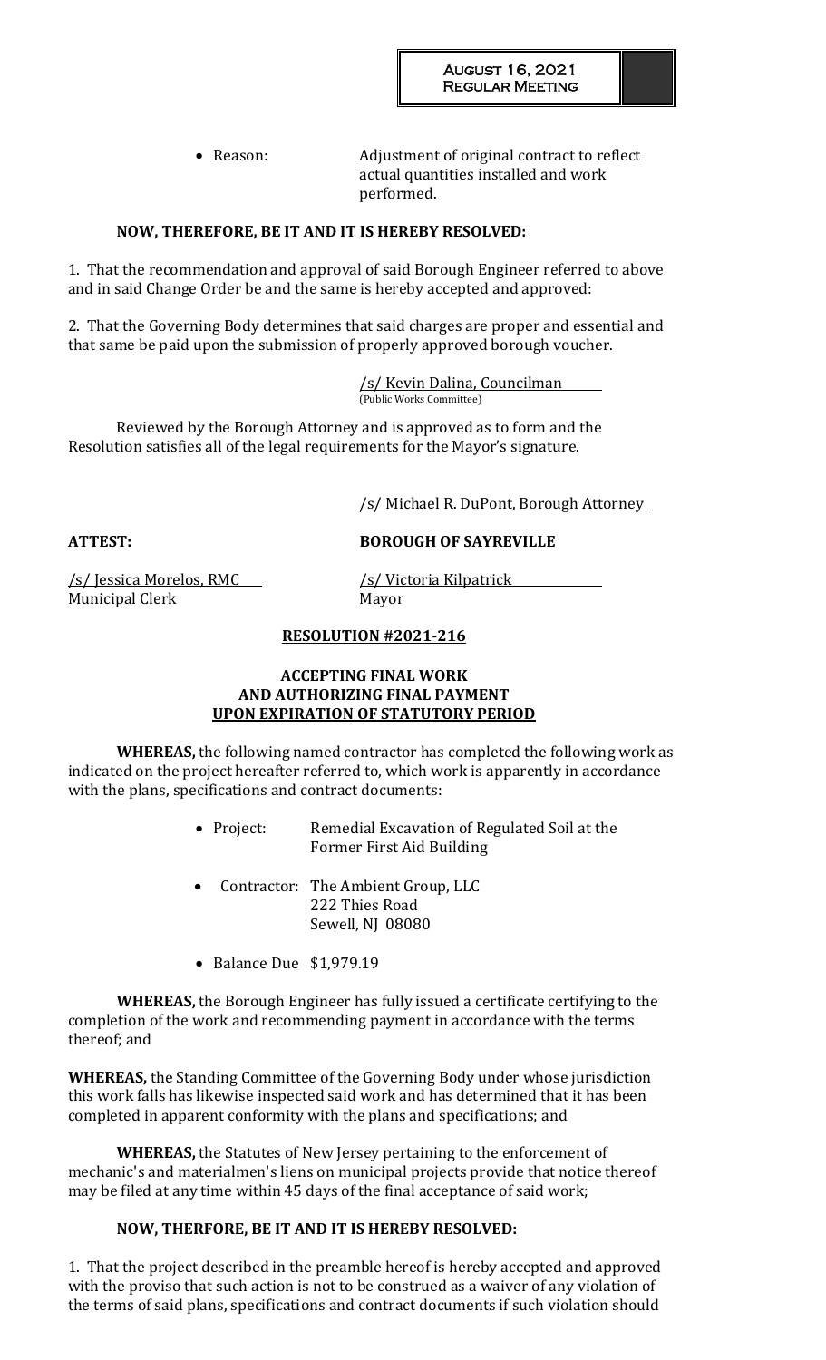- Reason: Adjustment of original contract to reflect actual quantities installed and work performed.

**NOW, THEREFORE, BE IT AND IT IS HEREBY RESOLVED:**

1. That the recommendation and approval of said Borough Engineer referred to above and in said Change Order be and the same is hereby accepted and approved:

2. That the Governing Body determines that said charges are proper and essential and that same be paid upon the submission of properly approved borough voucher.

/s/ Kevin Dalina, Councilman
(Public Works Committee)

Reviewed by the Borough Attorney and is approved as to form and the Resolution satisfies all of the legal requirements for the Mayor's signature.

/s/ Michael R. DuPont, Borough Attorney

**ATTEST:** **BOROUGH OF SAYREVILLE**

/s/ Jessica Morelos, RMC
Municipal Clerk

/s/ Victoria Kilpatrick
Mayor

## RESOLUTION #2021-216

### ACCEPTING FINAL WORK AND AUTHORIZING FINAL PAYMENT UPON EXPIRATION OF STATUTORY PERIOD

**WHEREAS,** the following named contractor has completed the following work as indicated on the project hereafter referred to, which work is apparently in accordance with the plans, specifications and contract documents:

- Project: Remedial Excavation of Regulated Soil at the Former First Aid Building
- Contractor: The Ambient Group, LLC
  222 Thies Road
  Sewell, NJ 08080
- Balance Due $1,979.19

**WHEREAS,** the Borough Engineer has fully issued a certificate certifying to the completion of the work and recommending payment in accordance with the terms thereof; and

**WHEREAS,** the Standing Committee of the Governing Body under whose jurisdiction this work falls has likewise inspected said work and has determined that it has been completed in apparent conformity with the plans and specifications; and

**WHEREAS,** the Statutes of New Jersey pertaining to the enforcement of mechanic's and materialmen's liens on municipal projects provide that notice thereof may be filed at any time within 45 days of the final acceptance of said work;

**NOW, THERFORE, BE IT AND IT IS HEREBY RESOLVED:**

1. That the project described in the preamble hereof is hereby accepted and approved with the proviso that such action is not to be construed as a waiver of any violation of the terms of said plans, specifications and contract documents if such violation should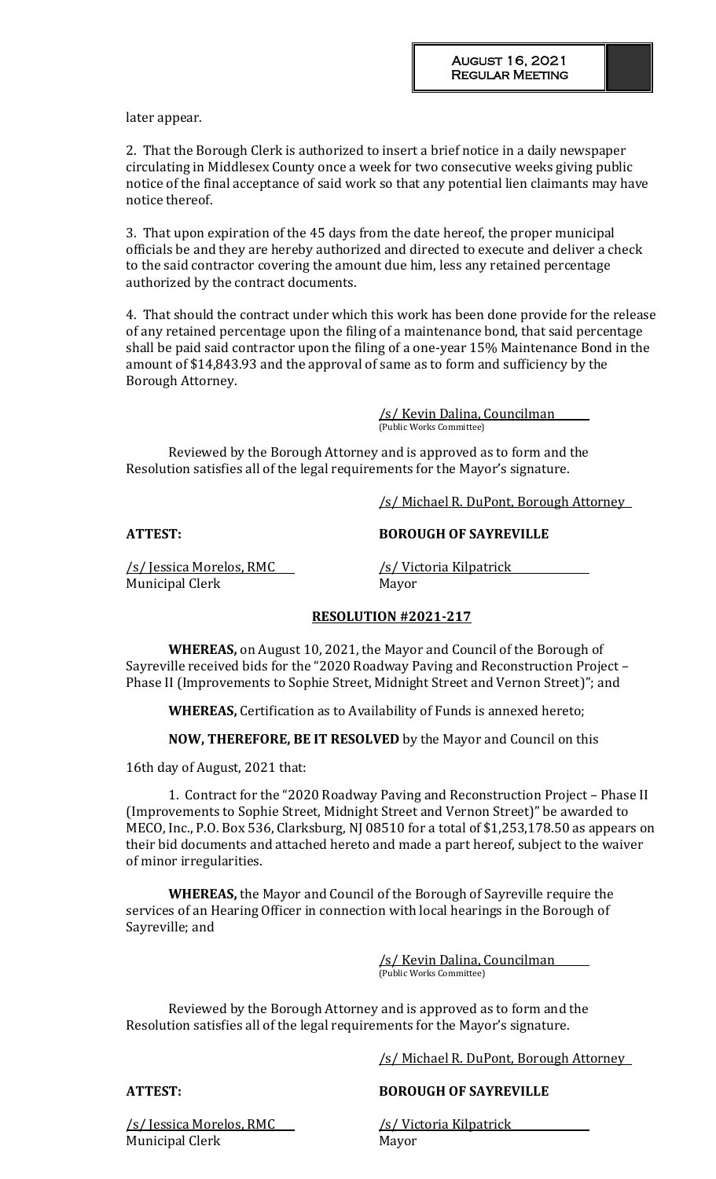later appear.

2. That the Borough Clerk is authorized to insert a brief notice in a daily newspaper circulating in Middlesex County once a week for two consecutive weeks giving public notice of the final acceptance of said work so that any potential lien claimants may have notice thereof.

3. That upon expiration of the 45 days from the date hereof, the proper municipal officials be and they are hereby authorized and directed to execute and deliver a check to the said contractor covering the amount due him, less any retained percentage authorized by the contract documents.

4. That should the contract under which this work has been done provide for the release of any retained percentage upon the filing of a maintenance bond, that said percentage shall be paid said contractor upon the filing of a one-year 15% Maintenance Bond in the amount of $14,843.93 and the approval of same as to form and sufficiency by the Borough Attorney.

/s/ Kevin Dalina, Councilman
(Public Works Committee)

Reviewed by the Borough Attorney and is approved as to form and the Resolution satisfies all of the legal requirements for the Mayor's signature.

/s/ Michael R. DuPont, Borough Attorney

**ATTEST:** **BOROUGH OF SAYREVILLE**

/s/ Jessica Morelos, RMC
Municipal Clerk

/s/ Victoria Kilpatrick
Mayor

**RESOLUTION #2021-217**

**WHEREAS,** on August 10, 2021, the Mayor and Council of the Borough of Sayreville received bids for the "2020 Roadway Paving and Reconstruction Project – Phase II (Improvements to Sophie Street, Midnight Street and Vernon Street)"; and

**WHEREAS,** Certification as to Availability of Funds is annexed hereto;

**NOW, THEREFORE, BE IT RESOLVED** by the Mayor and Council on this 16th day of August, 2021 that:

1. Contract for the "2020 Roadway Paving and Reconstruction Project – Phase II (Improvements to Sophie Street, Midnight Street and Vernon Street)" be awarded to MECO, Inc., P.O. Box 536, Clarksburg, NJ 08510 for a total of $1,253,178.50 as appears on their bid documents and attached hereto and made a part hereof, subject to the waiver of minor irregularities.

**WHEREAS,** the Mayor and Council of the Borough of Sayreville require the services of an Hearing Officer in connection with local hearings in the Borough of Sayreville; and

/s/ Kevin Dalina, Councilman
(Public Works Committee)

Reviewed by the Borough Attorney and is approved as to form and the Resolution satisfies all of the legal requirements for the Mayor's signature.

/s/ Michael R. DuPont, Borough Attorney

**ATTEST:** **BOROUGH OF SAYREVILLE**

/s/ Jessica Morelos, RMC
Municipal Clerk

/s/ Victoria Kilpatrick
Mayor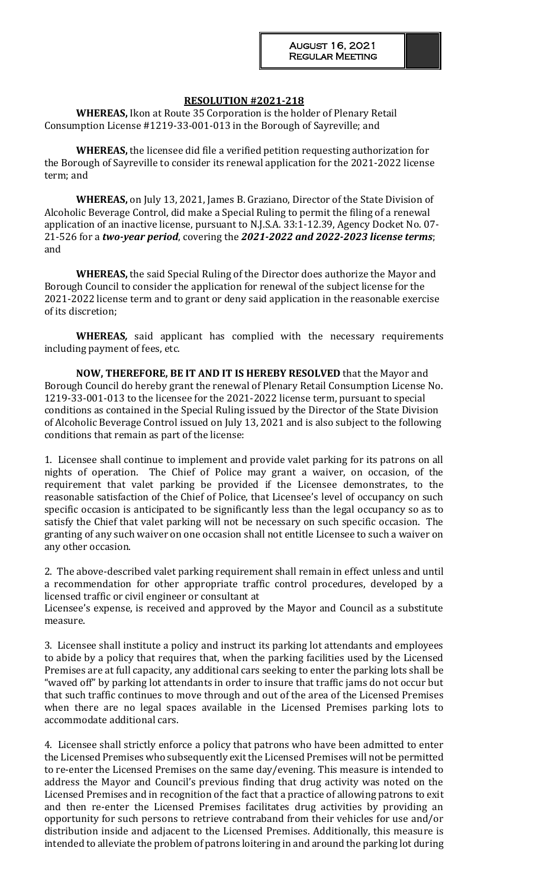**RESOLUTION #2021-218**

**WHEREAS,** Ikon at Route 35 Corporation is the holder of Plenary Retail Consumption License #1219-33-001-013 in the Borough of Sayreville; and

**WHEREAS,** the licensee did file a verified petition requesting authorization for the Borough of Sayreville to consider its renewal application for the 2021-2022 license term; and

**WHEREAS,** on July 13, 2021, James B. Graziano, Director of the State Division of Alcoholic Beverage Control, did make a Special Ruling to permit the filing of a renewal application of an inactive license, pursuant to N.J.S.A. 33:1-12.39, Agency Docket No. 07-21-526 for a ***two-year period***, covering the ***2021-2022 and 2022-2023 license terms***; and

**WHEREAS,** the said Special Ruling of the Director does authorize the Mayor and Borough Council to consider the application for renewal of the subject license for the 2021-2022 license term and to grant or deny said application in the reasonable exercise of its discretion;

**WHEREAS,** said applicant has complied with the necessary requirements including payment of fees, etc.

**NOW, THEREFORE, BE IT AND IT IS HEREBY RESOLVED** that the Mayor and Borough Council do hereby grant the renewal of Plenary Retail Consumption License No. 1219-33-001-013 to the licensee for the 2021-2022 license term, pursuant to special conditions as contained in the Special Ruling issued by the Director of the State Division of Alcoholic Beverage Control issued on July 13, 2021 and is also subject to the following conditions that remain as part of the license:

1. Licensee shall continue to implement and provide valet parking for its patrons on all nights of operation. The Chief of Police may grant a waiver, on occasion, of the requirement that valet parking be provided if the Licensee demonstrates, to the reasonable satisfaction of the Chief of Police, that Licensee's level of occupancy on such specific occasion is anticipated to be significantly less than the legal occupancy so as to satisfy the Chief that valet parking will not be necessary on such specific occasion. The granting of any such waiver on one occasion shall not entitle Licensee to such a waiver on any other occasion.

2. The above-described valet parking requirement shall remain in effect unless and until a recommendation for other appropriate traffic control procedures, developed by a licensed traffic or civil engineer or consultant at Licensee's expense, is received and approved by the Mayor and Council as a substitute measure.

3. Licensee shall institute a policy and instruct its parking lot attendants and employees to abide by a policy that requires that, when the parking facilities used by the Licensed Premises are at full capacity, any additional cars seeking to enter the parking lots shall be "waved off" by parking lot attendants in order to insure that traffic jams do not occur but that such traffic continues to move through and out of the area of the Licensed Premises when there are no legal spaces available in the Licensed Premises parking lots to accommodate additional cars.

4. Licensee shall strictly enforce a policy that patrons who have been admitted to enter the Licensed Premises who subsequently exit the Licensed Premises will not be permitted to re-enter the Licensed Premises on the same day/evening. This measure is intended to address the Mayor and Council's previous finding that drug activity was noted on the Licensed Premises and in recognition of the fact that a practice of allowing patrons to exit and then re-enter the Licensed Premises facilitates drug activities by providing an opportunity for such persons to retrieve contraband from their vehicles for use and/or distribution inside and adjacent to the Licensed Premises. Additionally, this measure is intended to alleviate the problem of patrons loitering in and around the parking lot during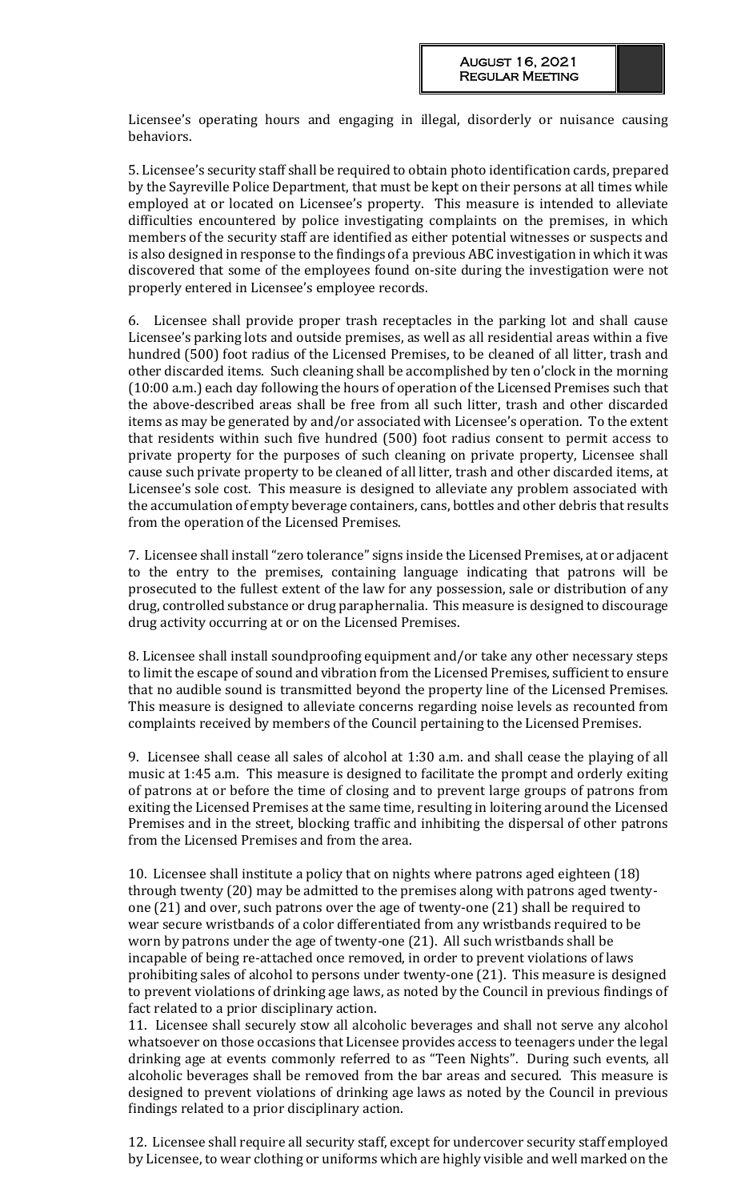Licensee's operating hours and engaging in illegal, disorderly or nuisance causing behaviors.

5. Licensee's security staff shall be required to obtain photo identification cards, prepared by the Sayreville Police Department, that must be kept on their persons at all times while employed at or located on Licensee's property. This measure is intended to alleviate difficulties encountered by police investigating complaints on the premises, in which members of the security staff are identified as either potential witnesses or suspects and is also designed in response to the findings of a previous ABC investigation in which it was discovered that some of the employees found on-site during the investigation were not properly entered in Licensee's employee records.

6. Licensee shall provide proper trash receptacles in the parking lot and shall cause Licensee's parking lots and outside premises, as well as all residential areas within a five hundred (500) foot radius of the Licensed Premises, to be cleaned of all litter, trash and other discarded items. Such cleaning shall be accomplished by ten o'clock in the morning (10:00 a.m.) each day following the hours of operation of the Licensed Premises such that the above-described areas shall be free from all such litter, trash and other discarded items as may be generated by and/or associated with Licensee's operation. To the extent that residents within such five hundred (500) foot radius consent to permit access to private property for the purposes of such cleaning on private property, Licensee shall cause such private property to be cleaned of all litter, trash and other discarded items, at Licensee's sole cost. This measure is designed to alleviate any problem associated with the accumulation of empty beverage containers, cans, bottles and other debris that results from the operation of the Licensed Premises.

7. Licensee shall install "zero tolerance" signs inside the Licensed Premises, at or adjacent to the entry to the premises, containing language indicating that patrons will be prosecuted to the fullest extent of the law for any possession, sale or distribution of any drug, controlled substance or drug paraphernalia. This measure is designed to discourage drug activity occurring at or on the Licensed Premises.

8. Licensee shall install soundproofing equipment and/or take any other necessary steps to limit the escape of sound and vibration from the Licensed Premises, sufficient to ensure that no audible sound is transmitted beyond the property line of the Licensed Premises. This measure is designed to alleviate concerns regarding noise levels as recounted from complaints received by members of the Council pertaining to the Licensed Premises.

9. Licensee shall cease all sales of alcohol at 1:30 a.m. and shall cease the playing of all music at 1:45 a.m. This measure is designed to facilitate the prompt and orderly exiting of patrons at or before the time of closing and to prevent large groups of patrons from exiting the Licensed Premises at the same time, resulting in loitering around the Licensed Premises and in the street, blocking traffic and inhibiting the dispersal of other patrons from the Licensed Premises and from the area.

10. Licensee shall institute a policy that on nights where patrons aged eighteen (18) through twenty (20) may be admitted to the premises along with patrons aged twenty-one (21) and over, such patrons over the age of twenty-one (21) shall be required to wear secure wristbands of a color differentiated from any wristbands required to be worn by patrons under the age of twenty-one (21). All such wristbands shall be incapable of being re-attached once removed, in order to prevent violations of laws prohibiting sales of alcohol to persons under twenty-one (21). This measure is designed to prevent violations of drinking age laws, as noted by the Council in previous findings of fact related to a prior disciplinary action.

11. Licensee shall securely stow all alcoholic beverages and shall not serve any alcohol whatsoever on those occasions that Licensee provides access to teenagers under the legal drinking age at events commonly referred to as "Teen Nights". During such events, all alcoholic beverages shall be removed from the bar areas and secured. This measure is designed to prevent violations of drinking age laws as noted by the Council in previous findings related to a prior disciplinary action.

12. Licensee shall require all security staff, except for undercover security staff employed by Licensee, to wear clothing or uniforms which are highly visible and well marked on the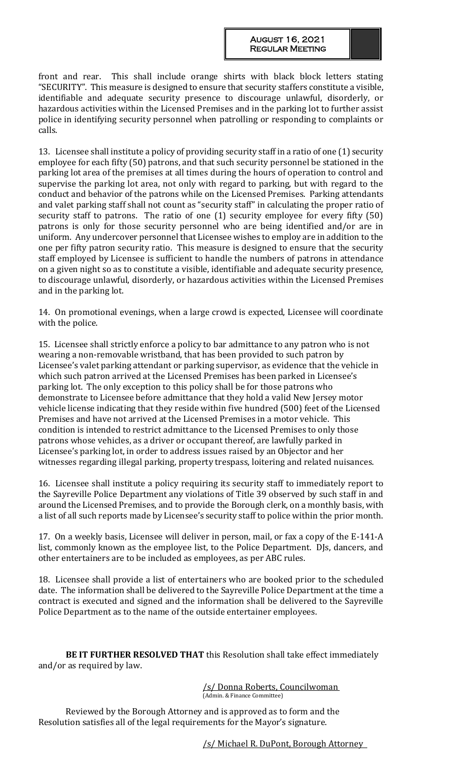front and rear. This shall include orange shirts with black block letters stating "SECURITY". This measure is designed to ensure that security staffers constitute a visible, identifiable and adequate security presence to discourage unlawful, disorderly, or hazardous activities within the Licensed Premises and in the parking lot to further assist police in identifying security personnel when patrolling or responding to complaints or calls.

13. Licensee shall institute a policy of providing security staff in a ratio of one (1) security employee for each fifty (50) patrons, and that such security personnel be stationed in the parking lot area of the premises at all times during the hours of operation to control and supervise the parking lot area, not only with regard to parking, but with regard to the conduct and behavior of the patrons while on the Licensed Premises. Parking attendants and valet parking staff shall not count as "security staff" in calculating the proper ratio of security staff to patrons. The ratio of one (1) security employee for every fifty (50) patrons is only for those security personnel who are being identified and/or are in uniform. Any undercover personnel that Licensee wishes to employ are in addition to the one per fifty patron security ratio. This measure is designed to ensure that the security staff employed by Licensee is sufficient to handle the numbers of patrons in attendance on a given night so as to constitute a visible, identifiable and adequate security presence, to discourage unlawful, disorderly, or hazardous activities within the Licensed Premises and in the parking lot.

14. On promotional evenings, when a large crowd is expected, Licensee will coordinate with the police.

15. Licensee shall strictly enforce a policy to bar admittance to any patron who is not wearing a non-removable wristband, that has been provided to such patron by Licensee's valet parking attendant or parking supervisor, as evidence that the vehicle in which such patron arrived at the Licensed Premises has been parked in Licensee's parking lot. The only exception to this policy shall be for those patrons who demonstrate to Licensee before admittance that they hold a valid New Jersey motor vehicle license indicating that they reside within five hundred (500) feet of the Licensed Premises and have not arrived at the Licensed Premises in a motor vehicle. This condition is intended to restrict admittance to the Licensed Premises to only those patrons whose vehicles, as a driver or occupant thereof, are lawfully parked in Licensee's parking lot, in order to address issues raised by an Objector and her witnesses regarding illegal parking, property trespass, loitering and related nuisances.

16. Licensee shall institute a policy requiring its security staff to immediately report to the Sayreville Police Department any violations of Title 39 observed by such staff in and around the Licensed Premises, and to provide the Borough clerk, on a monthly basis, with a list of all such reports made by Licensee's security staff to police within the prior month.

17. On a weekly basis, Licensee will deliver in person, mail, or fax a copy of the E-141-A list, commonly known as the employee list, to the Police Department. DJs, dancers, and other entertainers are to be included as employees, as per ABC rules.

18. Licensee shall provide a list of entertainers who are booked prior to the scheduled date. The information shall be delivered to the Sayreville Police Department at the time a contract is executed and signed and the information shall be delivered to the Sayreville Police Department as to the name of the outside entertainer employees.

**BE IT FURTHER RESOLVED THAT** this Resolution shall take effect immediately and/or as required by law.

/s/ Donna Roberts, Councilwoman
(Admin. & Finance Committee)

Reviewed by the Borough Attorney and is approved as to form and the Resolution satisfies all of the legal requirements for the Mayor's signature.

/s/ Michael R. DuPont, Borough Attorney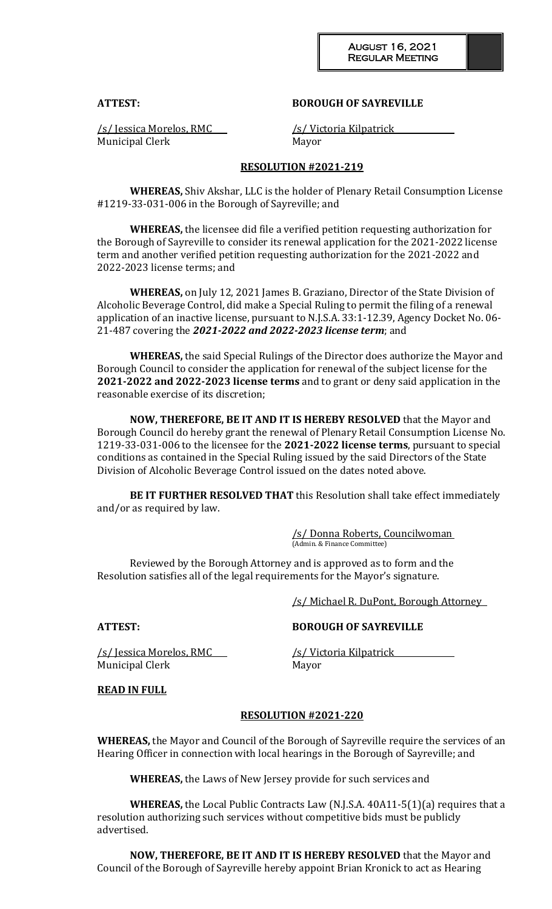**ATTEST:** **BOROUGH OF SAYREVILLE**

/s/ Jessica Morelos, RMC /s/ Victoria Kilpatrick
Municipal Clerk Mayor

**RESOLUTION #2021-219**

**WHEREAS,** Shiv Akshar, LLC is the holder of Plenary Retail Consumption License #1219-33-031-006 in the Borough of Sayreville; and

**WHEREAS,** the licensee did file a verified petition requesting authorization for the Borough of Sayreville to consider its renewal application for the 2021-2022 license term and another verified petition requesting authorization for the 2021-2022 and 2022-2023 license terms; and

**WHEREAS,** on July 12, 2021 James B. Graziano, Director of the State Division of Alcoholic Beverage Control, did make a Special Ruling to permit the filing of a renewal application of an inactive license, pursuant to N.J.S.A. 33:1-12.39, Agency Docket No. 06-21-487 covering the ***2021-2022 and 2022-2023 license term***; and

**WHEREAS,** the said Special Rulings of the Director does authorize the Mayor and Borough Council to consider the application for renewal of the subject license for the **2021-2022 and 2022-2023 license terms** and to grant or deny said application in the reasonable exercise of its discretion;

**NOW, THEREFORE, BE IT AND IT IS HEREBY RESOLVED** that the Mayor and Borough Council do hereby grant the renewal of Plenary Retail Consumption License No. 1219-33-031-006 to the licensee for the **2021-2022 license terms**, pursuant to special conditions as contained in the Special Ruling issued by the said Directors of the State Division of Alcoholic Beverage Control issued on the dates noted above.

**BE IT FURTHER RESOLVED THAT** this Resolution shall take effect immediately and/or as required by law.

/s/ Donna Roberts, Councilwoman
(Admin. & Finance Committee)

Reviewed by the Borough Attorney and is approved as to form and the Resolution satisfies all of the legal requirements for the Mayor's signature.

/s/ Michael R. DuPont, Borough Attorney

**ATTEST:** **BOROUGH OF SAYREVILLE**

/s/ Jessica Morelos, RMC /s/ Victoria Kilpatrick
Municipal Clerk Mayor

**READ IN FULL**

**RESOLUTION #2021-220**

**WHEREAS,** the Mayor and Council of the Borough of Sayreville require the services of an Hearing Officer in connection with local hearings in the Borough of Sayreville; and

**WHEREAS,** the Laws of New Jersey provide for such services and

**WHEREAS,** the Local Public Contracts Law (N.J.S.A. 40A11-5(1)(a) requires that a resolution authorizing such services without competitive bids must be publicly advertised.

**NOW, THEREFORE, BE IT AND IT IS HEREBY RESOLVED** that the Mayor and Council of the Borough of Sayreville hereby appoint Brian Kronick to act as Hearing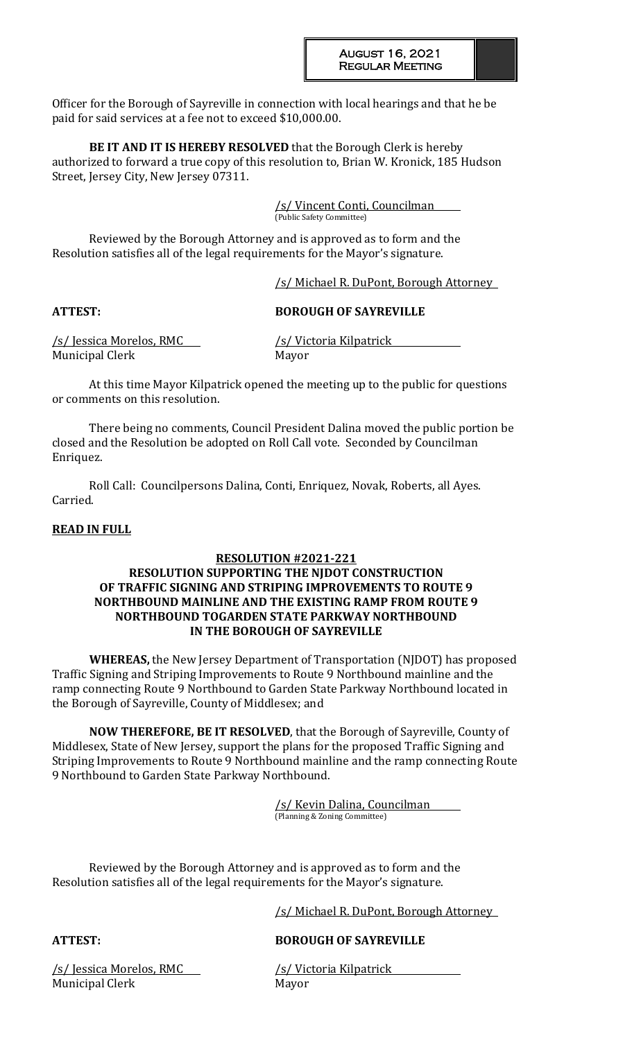Officer for the Borough of Sayreville in connection with local hearings and that he be paid for said services at a fee not to exceed $10,000.00.

**BE IT AND IT IS HEREBY RESOLVED** that the Borough Clerk is hereby authorized to forward a true copy of this resolution to, Brian W. Kronick, 185 Hudson Street, Jersey City, New Jersey 07311.

/s/ Vincent Conti, Councilman
(Public Safety Committee)

Reviewed by the Borough Attorney and is approved as to form and the Resolution satisfies all of the legal requirements for the Mayor's signature.

/s/ Michael R. DuPont, Borough Attorney

**ATTEST:** **BOROUGH OF SAYREVILLE**

/s/ Jessica Morelos, RMC
Municipal Clerk

/s/ Victoria Kilpatrick
Mayor

At this time Mayor Kilpatrick opened the meeting up to the public for questions or comments on this resolution.

There being no comments, Council President Dalina moved the public portion be closed and the Resolution be adopted on Roll Call vote. Seconded by Councilman Enriquez.

Roll Call: Councilpersons Dalina, Conti, Enriquez, Novak, Roberts, all Ayes. Carried.

**READ IN FULL**

**RESOLUTION #2021-221**
**RESOLUTION SUPPORTING THE NJDOT CONSTRUCTION OF TRAFFIC SIGNING AND STRIPING IMPROVEMENTS TO ROUTE 9 NORTHBOUND MAINLINE AND THE EXISTING RAMP FROM ROUTE 9 NORTHBOUND TOGARDEN STATE PARKWAY NORTHBOUND IN THE BOROUGH OF SAYREVILLE**

**WHEREAS,** the New Jersey Department of Transportation (NJDOT) has proposed Traffic Signing and Striping Improvements to Route 9 Northbound mainline and the ramp connecting Route 9 Northbound to Garden State Parkway Northbound located in the Borough of Sayreville, County of Middlesex; and

**NOW THEREFORE, BE IT RESOLVED**, that the Borough of Sayreville, County of Middlesex, State of New Jersey, support the plans for the proposed Traffic Signing and Striping Improvements to Route 9 Northbound mainline and the ramp connecting Route 9 Northbound to Garden State Parkway Northbound.

/s/ Kevin Dalina, Councilman
(Planning & Zoning Committee)

Reviewed by the Borough Attorney and is approved as to form and the Resolution satisfies all of the legal requirements for the Mayor's signature.

/s/ Michael R. DuPont, Borough Attorney

**ATTEST:** **BOROUGH OF SAYREVILLE**

/s/ Jessica Morelos, RMC
Municipal Clerk

/s/ Victoria Kilpatrick
Mayor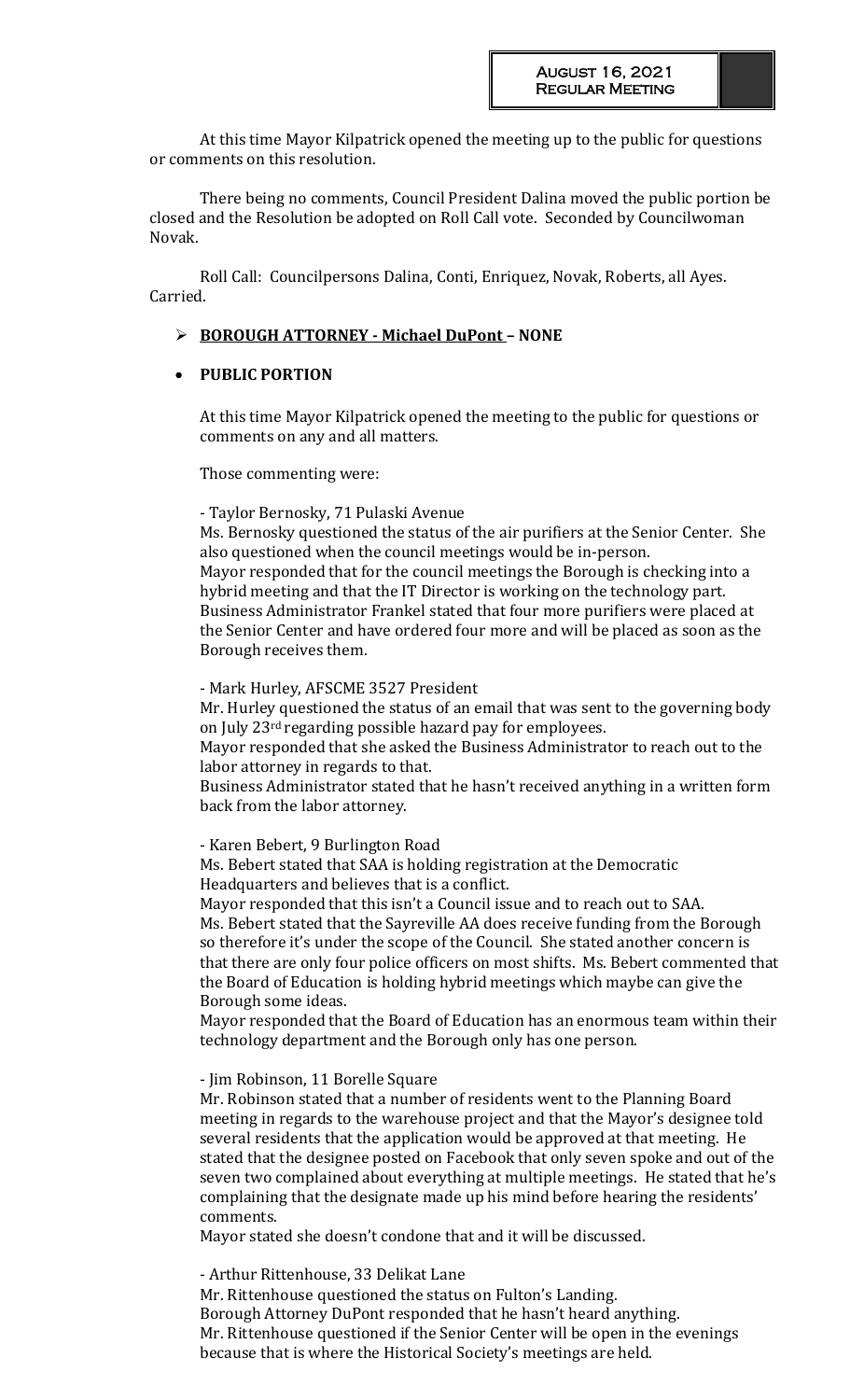At this time Mayor Kilpatrick opened the meeting up to the public for questions or comments on this resolution.

There being no comments, Council President Dalina moved the public portion be closed and the Resolution be adopted on Roll Call vote. Seconded by Councilwoman Novak.

Roll Call: Councilpersons Dalina, Conti, Enriquez, Novak, Roberts, all Ayes. Carried.

- **BOROUGH ATTORNEY - Michael DuPont – NONE**

- **PUBLIC PORTION**

At this time Mayor Kilpatrick opened the meeting to the public for questions or comments on any and all matters.

Those commenting were:

- Taylor Bernosky, 71 Pulaski Avenue

Ms. Bernosky questioned the status of the air purifiers at the Senior Center. She also questioned when the council meetings would be in-person.
Mayor responded that for the council meetings the Borough is checking into a hybrid meeting and that the IT Director is working on the technology part.
Business Administrator Frankel stated that four more purifiers were placed at the Senior Center and have ordered four more and will be placed as soon as the Borough receives them.

- Mark Hurley, AFSCME 3527 President

Mr. Hurley questioned the status of an email that was sent to the governing body on July 23rd regarding possible hazard pay for employees.
Mayor responded that she asked the Business Administrator to reach out to the labor attorney in regards to that.
Business Administrator stated that he hasn't received anything in a written form back from the labor attorney.

- Karen Bebert, 9 Burlington Road

Ms. Bebert stated that SAA is holding registration at the Democratic Headquarters and believes that is a conflict.
Mayor responded that this isn't a Council issue and to reach out to SAA.
Ms. Bebert stated that the Sayreville AA does receive funding from the Borough so therefore it's under the scope of the Council. She stated another concern is that there are only four police officers on most shifts. Ms. Bebert commented that the Board of Education is holding hybrid meetings which maybe can give the Borough some ideas.
Mayor responded that the Board of Education has an enormous team within their technology department and the Borough only has one person.

- Jim Robinson, 11 Borelle Square

Mr. Robinson stated that a number of residents went to the Planning Board meeting in regards to the warehouse project and that the Mayor's designee told several residents that the application would be approved at that meeting. He stated that the designee posted on Facebook that only seven spoke and out of the seven two complained about everything at multiple meetings. He stated that he's complaining that the designate made up his mind before hearing the residents' comments.
Mayor stated she doesn't condone that and it will be discussed.

- Arthur Rittenhouse, 33 Delikat Lane

Mr. Rittenhouse questioned the status on Fulton's Landing.
Borough Attorney DuPont responded that he hasn't heard anything.
Mr. Rittenhouse questioned if the Senior Center will be open in the evenings because that is where the Historical Society's meetings are held.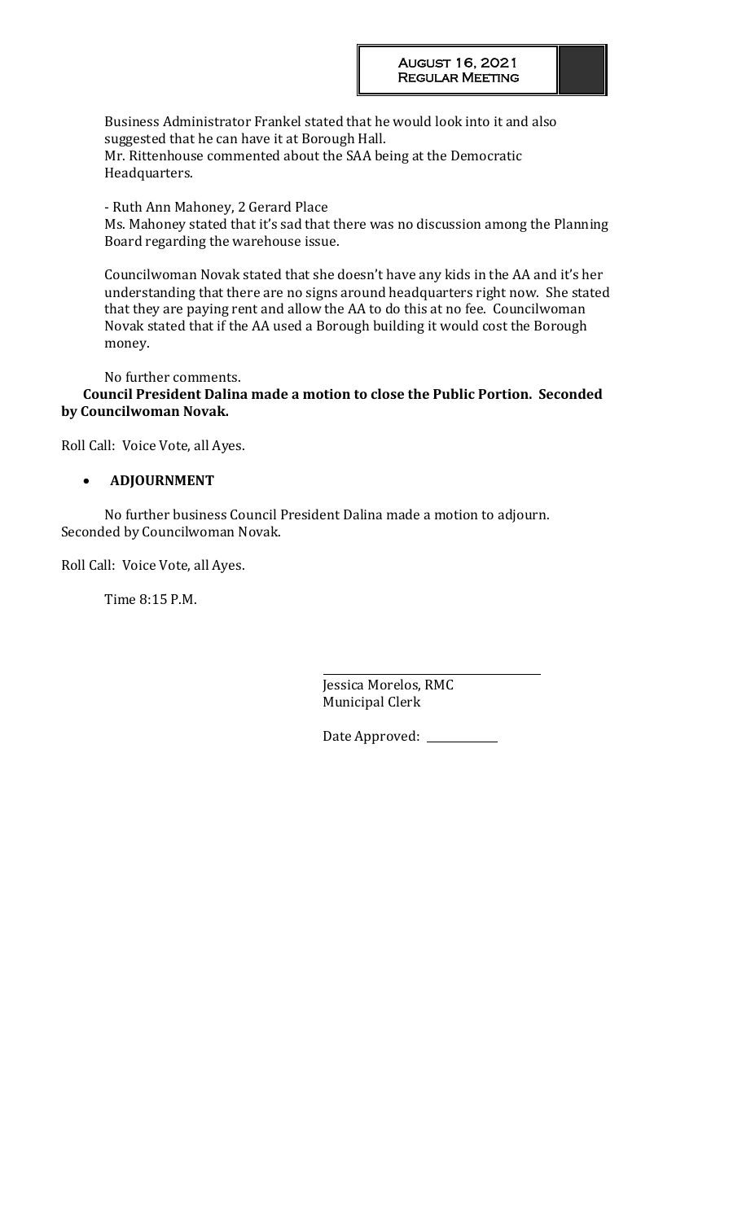Business Administrator Frankel stated that he would look into it and also suggested that he can have it at Borough Hall.
Mr. Rittenhouse commented about the SAA being at the Democratic Headquarters.

- Ruth Ann Mahoney, 2 Gerard Place
Ms. Mahoney stated that it's sad that there was no discussion among the Planning Board regarding the warehouse issue.

Councilwoman Novak stated that she doesn't have any kids in the AA and it's her understanding that there are no signs around headquarters right now. She stated that they are paying rent and allow the AA to do this at no fee. Councilwoman Novak stated that if the AA used a Borough building it would cost the Borough money.

No further comments.
**Council President Dalina made a motion to close the Public Portion. Seconded by Councilwoman Novak.**

Roll Call: Voice Vote, all Ayes.

- **ADJOURNMENT**

No further business Council President Dalina made a motion to adjourn. Seconded by Councilwoman Novak.

Roll Call: Voice Vote, all Ayes.

Time 8:15 P.M.

Jessica Morelos, RMC
Municipal Clerk

Date Approved: ___________